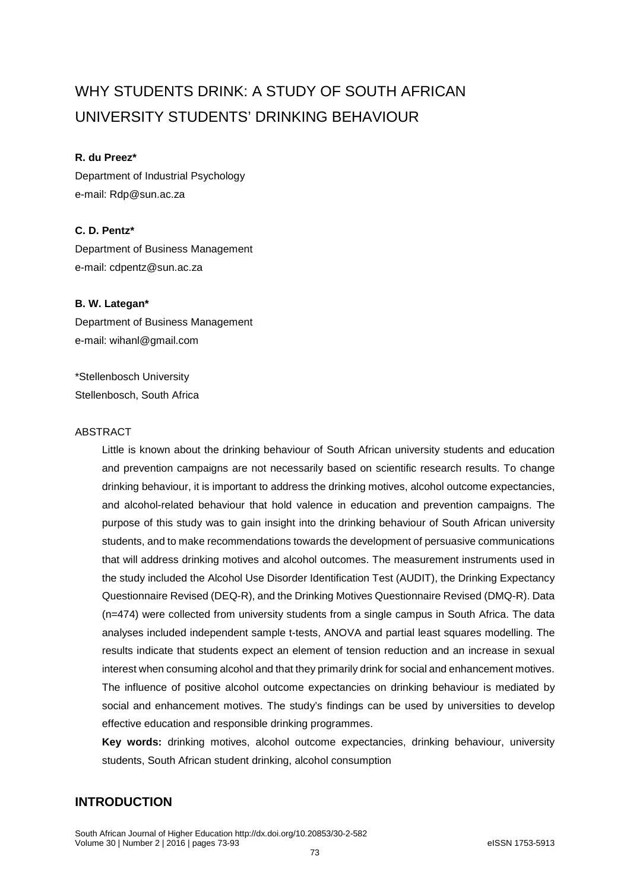# WHY STUDENTS DRINK: A STUDY OF SOUTH AFRICAN UNIVERSITY STUDENTS' DRINKING BEHAVIOUR

**R. du Preez***
Department of Industrial Psychology
e-mail: Rdp@sun.ac.za

**C. D. Pentz***
Department of Business Management
e-mail: cdpentz@sun.ac.za

**B. W. Lategan***
Department of Business Management
e-mail: wihanl@gmail.com

*Stellenbosch University
Stellenbosch, South Africa

## ABSTRACT

Little is known about the drinking behaviour of South African university students and education and prevention campaigns are not necessarily based on scientific research results. To change drinking behaviour, it is important to address the drinking motives, alcohol outcome expectancies, and alcohol-related behaviour that hold valence in education and prevention campaigns. The purpose of this study was to gain insight into the drinking behaviour of South African university students, and to make recommendations towards the development of persuasive communications that will address drinking motives and alcohol outcomes. The measurement instruments used in the study included the Alcohol Use Disorder Identification Test (AUDIT), the Drinking Expectancy Questionnaire Revised (DEQ-R), and the Drinking Motives Questionnaire Revised (DMQ-R). Data (n=474) were collected from university students from a single campus in South Africa. The data analyses included independent sample t-tests, ANOVA and partial least squares modelling. The results indicate that students expect an element of tension reduction and an increase in sexual interest when consuming alcohol and that they primarily drink for social and enhancement motives. The influence of positive alcohol outcome expectancies on drinking behaviour is mediated by social and enhancement motives. The study's findings can be used by universities to develop effective education and responsible drinking programmes.

**Key words:** drinking motives, alcohol outcome expectancies, drinking behaviour, university students, South African student drinking, alcohol consumption

## INTRODUCTION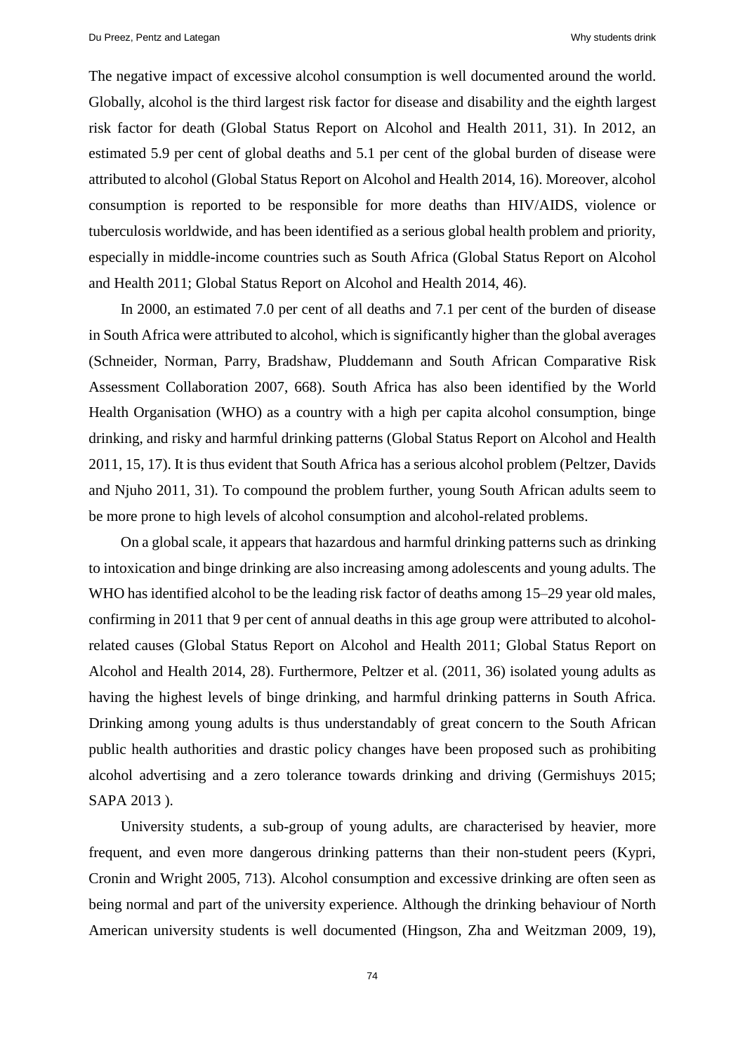The negative impact of excessive alcohol consumption is well documented around the world. Globally, alcohol is the third largest risk factor for disease and disability and the eighth largest risk factor for death (Global Status Report on Alcohol and Health 2011, 31). In 2012, an estimated 5.9 per cent of global deaths and 5.1 per cent of the global burden of disease were attributed to alcohol (Global Status Report on Alcohol and Health 2014, 16). Moreover, alcohol consumption is reported to be responsible for more deaths than HIV/AIDS, violence or tuberculosis worldwide, and has been identified as a serious global health problem and priority, especially in middle-income countries such as South Africa (Global Status Report on Alcohol and Health 2011; Global Status Report on Alcohol and Health 2014, 46).

In 2000, an estimated 7.0 per cent of all deaths and 7.1 per cent of the burden of disease in South Africa were attributed to alcohol, which is significantly higher than the global averages (Schneider, Norman, Parry, Bradshaw, Pluddemann and South African Comparative Risk Assessment Collaboration 2007, 668). South Africa has also been identified by the World Health Organisation (WHO) as a country with a high per capita alcohol consumption, binge drinking, and risky and harmful drinking patterns (Global Status Report on Alcohol and Health 2011, 15, 17). It is thus evident that South Africa has a serious alcohol problem (Peltzer, Davids and Njuho 2011, 31). To compound the problem further, young South African adults seem to be more prone to high levels of alcohol consumption and alcohol-related problems.

On a global scale, it appears that hazardous and harmful drinking patterns such as drinking to intoxication and binge drinking are also increasing among adolescents and young adults. The WHO has identified alcohol to be the leading risk factor of deaths among 15–29 year old males, confirming in 2011 that 9 per cent of annual deaths in this age group were attributed to alcohol-related causes (Global Status Report on Alcohol and Health 2011; Global Status Report on Alcohol and Health 2014, 28). Furthermore, Peltzer et al. (2011, 36) isolated young adults as having the highest levels of binge drinking, and harmful drinking patterns in South Africa. Drinking among young adults is thus understandably of great concern to the South African public health authorities and drastic policy changes have been proposed such as prohibiting alcohol advertising and a zero tolerance towards drinking and driving (Germishuys 2015; SAPA 2013 ).

University students, a sub-group of young adults, are characterised by heavier, more frequent, and even more dangerous drinking patterns than their non-student peers (Kypri, Cronin and Wright 2005, 713). Alcohol consumption and excessive drinking are often seen as being normal and part of the university experience. Although the drinking behaviour of North American university students is well documented (Hingson, Zha and Weitzman 2009, 19),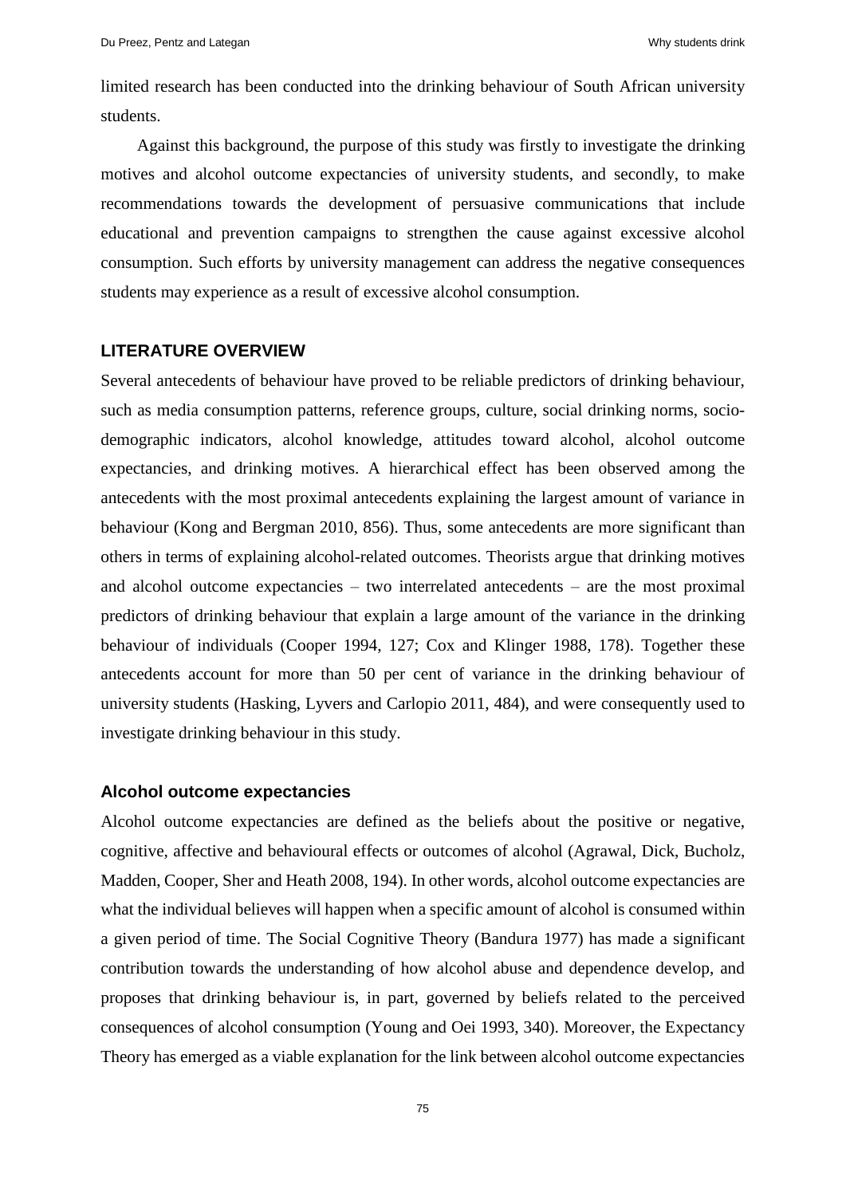limited research has been conducted into the drinking behaviour of South African university students.

Against this background, the purpose of this study was firstly to investigate the drinking motives and alcohol outcome expectancies of university students, and secondly, to make recommendations towards the development of persuasive communications that include educational and prevention campaigns to strengthen the cause against excessive alcohol consumption. Such efforts by university management can address the negative consequences students may experience as a result of excessive alcohol consumption.

## LITERATURE OVERVIEW

Several antecedents of behaviour have proved to be reliable predictors of drinking behaviour, such as media consumption patterns, reference groups, culture, social drinking norms, socio-demographic indicators, alcohol knowledge, attitudes toward alcohol, alcohol outcome expectancies, and drinking motives. A hierarchical effect has been observed among the antecedents with the most proximal antecedents explaining the largest amount of variance in behaviour (Kong and Bergman 2010, 856). Thus, some antecedents are more significant than others in terms of explaining alcohol-related outcomes. Theorists argue that drinking motives and alcohol outcome expectancies – two interrelated antecedents – are the most proximal predictors of drinking behaviour that explain a large amount of the variance in the drinking behaviour of individuals (Cooper 1994, 127; Cox and Klinger 1988, 178). Together these antecedents account for more than 50 per cent of variance in the drinking behaviour of university students (Hasking, Lyvers and Carlopio 2011, 484), and were consequently used to investigate drinking behaviour in this study.

### Alcohol outcome expectancies

Alcohol outcome expectancies are defined as the beliefs about the positive or negative, cognitive, affective and behavioural effects or outcomes of alcohol (Agrawal, Dick, Bucholz, Madden, Cooper, Sher and Heath 2008, 194). In other words, alcohol outcome expectancies are what the individual believes will happen when a specific amount of alcohol is consumed within a given period of time. The Social Cognitive Theory (Bandura 1977) has made a significant contribution towards the understanding of how alcohol abuse and dependence develop, and proposes that drinking behaviour is, in part, governed by beliefs related to the perceived consequences of alcohol consumption (Young and Oei 1993, 340). Moreover, the Expectancy Theory has emerged as a viable explanation for the link between alcohol outcome expectancies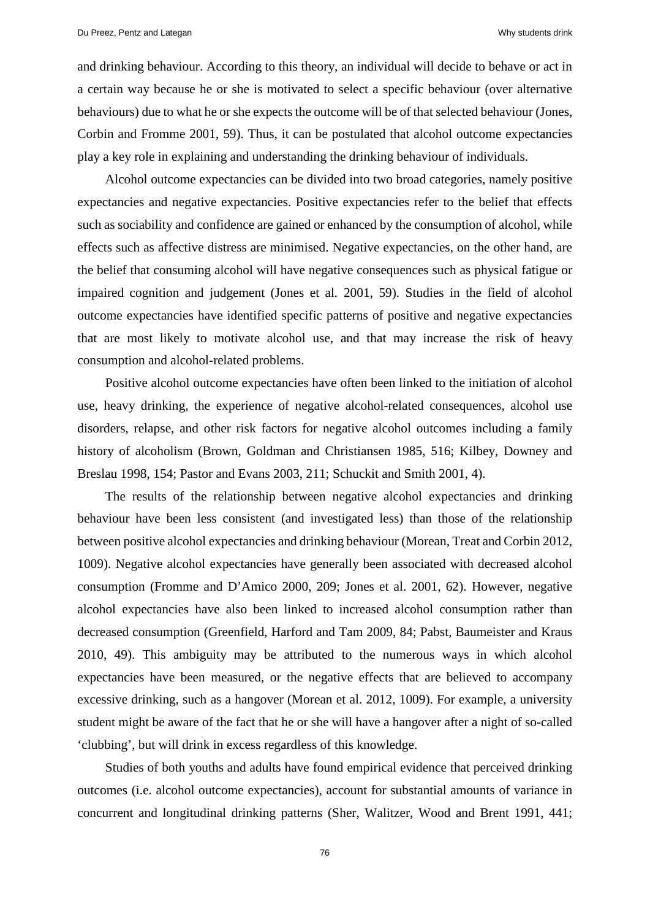and drinking behaviour. According to this theory, an individual will decide to behave or act in a certain way because he or she is motivated to select a specific behaviour (over alternative behaviours) due to what he or she expects the outcome will be of that selected behaviour (Jones, Corbin and Fromme 2001, 59). Thus, it can be postulated that alcohol outcome expectancies play a key role in explaining and understanding the drinking behaviour of individuals.

Alcohol outcome expectancies can be divided into two broad categories, namely positive expectancies and negative expectancies. Positive expectancies refer to the belief that effects such as sociability and confidence are gained or enhanced by the consumption of alcohol, while effects such as affective distress are minimised. Negative expectancies, on the other hand, are the belief that consuming alcohol will have negative consequences such as physical fatigue or impaired cognition and judgement (Jones et al. 2001, 59). Studies in the field of alcohol outcome expectancies have identified specific patterns of positive and negative expectancies that are most likely to motivate alcohol use, and that may increase the risk of heavy consumption and alcohol-related problems.

Positive alcohol outcome expectancies have often been linked to the initiation of alcohol use, heavy drinking, the experience of negative alcohol-related consequences, alcohol use disorders, relapse, and other risk factors for negative alcohol outcomes including a family history of alcoholism (Brown, Goldman and Christiansen 1985, 516; Kilbey, Downey and Breslau 1998, 154; Pastor and Evans 2003, 211; Schuckit and Smith 2001, 4).

The results of the relationship between negative alcohol expectancies and drinking behaviour have been less consistent (and investigated less) than those of the relationship between positive alcohol expectancies and drinking behaviour (Morean, Treat and Corbin 2012, 1009). Negative alcohol expectancies have generally been associated with decreased alcohol consumption (Fromme and D'Amico 2000, 209; Jones et al. 2001, 62). However, negative alcohol expectancies have also been linked to increased alcohol consumption rather than decreased consumption (Greenfield, Harford and Tam 2009, 84; Pabst, Baumeister and Kraus 2010, 49). This ambiguity may be attributed to the numerous ways in which alcohol expectancies have been measured, or the negative effects that are believed to accompany excessive drinking, such as a hangover (Morean et al. 2012, 1009). For example, a university student might be aware of the fact that he or she will have a hangover after a night of so-called 'clubbing', but will drink in excess regardless of this knowledge.

Studies of both youths and adults have found empirical evidence that perceived drinking outcomes (i.e. alcohol outcome expectancies), account for substantial amounts of variance in concurrent and longitudinal drinking patterns (Sher, Walitzer, Wood and Brent 1991, 441;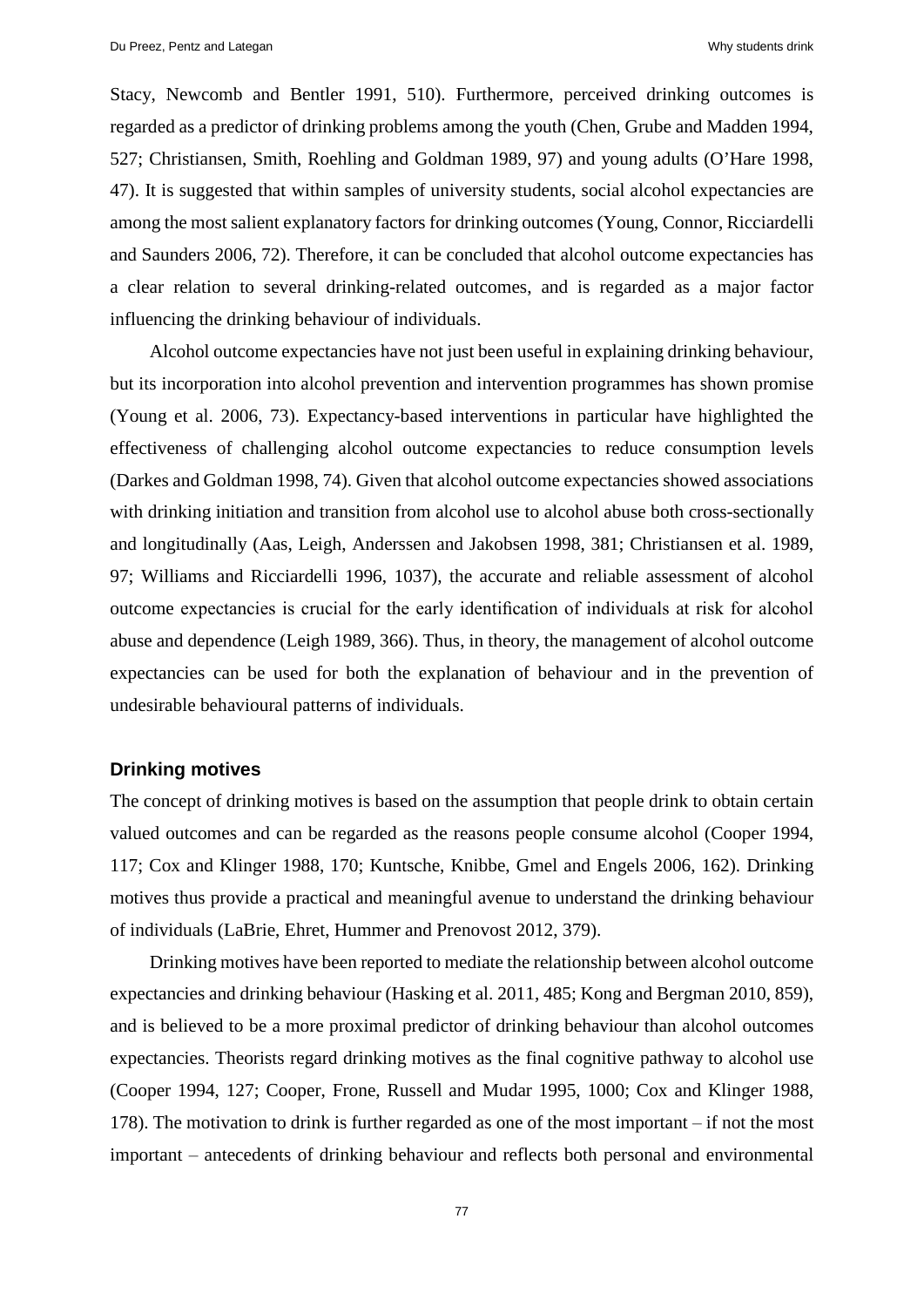Stacy, Newcomb and Bentler 1991, 510). Furthermore, perceived drinking outcomes is regarded as a predictor of drinking problems among the youth (Chen, Grube and Madden 1994, 527; Christiansen, Smith, Roehling and Goldman 1989, 97) and young adults (O'Hare 1998, 47). It is suggested that within samples of university students, social alcohol expectancies are among the most salient explanatory factors for drinking outcomes (Young, Connor, Ricciardelli and Saunders 2006, 72). Therefore, it can be concluded that alcohol outcome expectancies has a clear relation to several drinking-related outcomes, and is regarded as a major factor influencing the drinking behaviour of individuals.

Alcohol outcome expectancies have not just been useful in explaining drinking behaviour, but its incorporation into alcohol prevention and intervention programmes has shown promise (Young et al. 2006, 73). Expectancy-based interventions in particular have highlighted the effectiveness of challenging alcohol outcome expectancies to reduce consumption levels (Darkes and Goldman 1998, 74). Given that alcohol outcome expectancies showed associations with drinking initiation and transition from alcohol use to alcohol abuse both cross-sectionally and longitudinally (Aas, Leigh, Anderssen and Jakobsen 1998, 381; Christiansen et al. 1989, 97; Williams and Ricciardelli 1996, 1037), the accurate and reliable assessment of alcohol outcome expectancies is crucial for the early identification of individuals at risk for alcohol abuse and dependence (Leigh 1989, 366). Thus, in theory, the management of alcohol outcome expectancies can be used for both the explanation of behaviour and in the prevention of undesirable behavioural patterns of individuals.

### Drinking motives

The concept of drinking motives is based on the assumption that people drink to obtain certain valued outcomes and can be regarded as the reasons people consume alcohol (Cooper 1994, 117; Cox and Klinger 1988, 170; Kuntsche, Knibbe, Gmel and Engels 2006, 162). Drinking motives thus provide a practical and meaningful avenue to understand the drinking behaviour of individuals (LaBrie, Ehret, Hummer and Prenovost 2012, 379).

Drinking motives have been reported to mediate the relationship between alcohol outcome expectancies and drinking behaviour (Hasking et al. 2011, 485; Kong and Bergman 2010, 859), and is believed to be a more proximal predictor of drinking behaviour than alcohol outcomes expectancies. Theorists regard drinking motives as the final cognitive pathway to alcohol use (Cooper 1994, 127; Cooper, Frone, Russell and Mudar 1995, 1000; Cox and Klinger 1988, 178). The motivation to drink is further regarded as one of the most important – if not the most important – antecedents of drinking behaviour and reflects both personal and environmental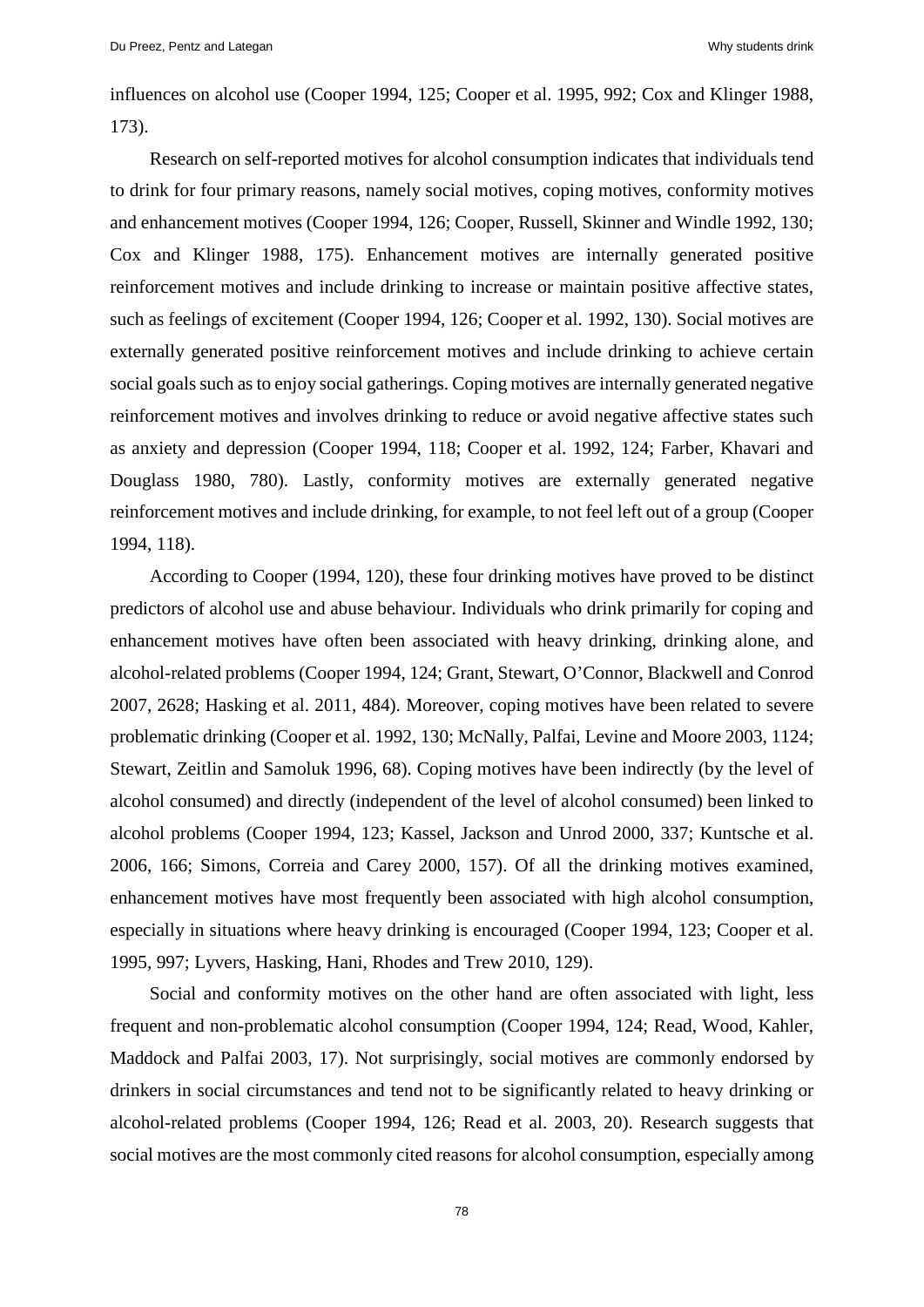influences on alcohol use (Cooper 1994, 125; Cooper et al. 1995, 992; Cox and Klinger 1988, 173).

Research on self-reported motives for alcohol consumption indicates that individuals tend to drink for four primary reasons, namely social motives, coping motives, conformity motives and enhancement motives (Cooper 1994, 126; Cooper, Russell, Skinner and Windle 1992, 130; Cox and Klinger 1988, 175). Enhancement motives are internally generated positive reinforcement motives and include drinking to increase or maintain positive affective states, such as feelings of excitement (Cooper 1994, 126; Cooper et al. 1992, 130). Social motives are externally generated positive reinforcement motives and include drinking to achieve certain social goals such as to enjoy social gatherings. Coping motives are internally generated negative reinforcement motives and involves drinking to reduce or avoid negative affective states such as anxiety and depression (Cooper 1994, 118; Cooper et al. 1992, 124; Farber, Khavari and Douglass 1980, 780). Lastly, conformity motives are externally generated negative reinforcement motives and include drinking, for example, to not feel left out of a group (Cooper 1994, 118).

According to Cooper (1994, 120), these four drinking motives have proved to be distinct predictors of alcohol use and abuse behaviour. Individuals who drink primarily for coping and enhancement motives have often been associated with heavy drinking, drinking alone, and alcohol-related problems (Cooper 1994, 124; Grant, Stewart, O'Connor, Blackwell and Conrod 2007, 2628; Hasking et al. 2011, 484). Moreover, coping motives have been related to severe problematic drinking (Cooper et al. 1992, 130; McNally, Palfai, Levine and Moore 2003, 1124; Stewart, Zeitlin and Samoluk 1996, 68). Coping motives have been indirectly (by the level of alcohol consumed) and directly (independent of the level of alcohol consumed) been linked to alcohol problems (Cooper 1994, 123; Kassel, Jackson and Unrod 2000, 337; Kuntsche et al. 2006, 166; Simons, Correia and Carey 2000, 157). Of all the drinking motives examined, enhancement motives have most frequently been associated with high alcohol consumption, especially in situations where heavy drinking is encouraged (Cooper 1994, 123; Cooper et al. 1995, 997; Lyvers, Hasking, Hani, Rhodes and Trew 2010, 129).

Social and conformity motives on the other hand are often associated with light, less frequent and non-problematic alcohol consumption (Cooper 1994, 124; Read, Wood, Kahler, Maddock and Palfai 2003, 17). Not surprisingly, social motives are commonly endorsed by drinkers in social circumstances and tend not to be significantly related to heavy drinking or alcohol-related problems (Cooper 1994, 126; Read et al. 2003, 20). Research suggests that social motives are the most commonly cited reasons for alcohol consumption, especially among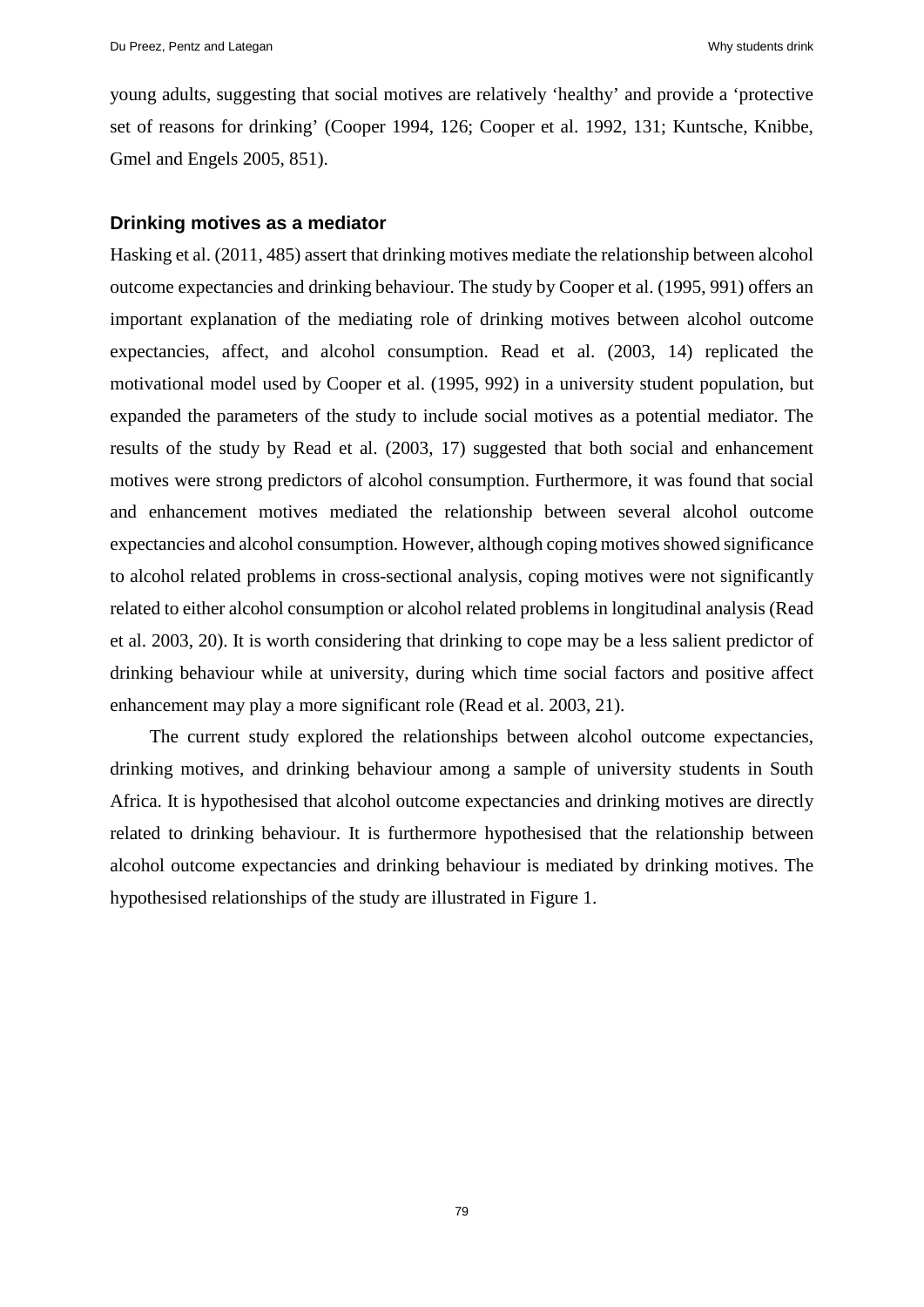young adults, suggesting that social motives are relatively 'healthy' and provide a 'protective set of reasons for drinking' (Cooper 1994, 126; Cooper et al. 1992, 131; Kuntsche, Knibbe, Gmel and Engels 2005, 851).

### Drinking motives as a mediator

Hasking et al. (2011, 485) assert that drinking motives mediate the relationship between alcohol outcome expectancies and drinking behaviour. The study by Cooper et al. (1995, 991) offers an important explanation of the mediating role of drinking motives between alcohol outcome expectancies, affect, and alcohol consumption. Read et al. (2003, 14) replicated the motivational model used by Cooper et al. (1995, 992) in a university student population, but expanded the parameters of the study to include social motives as a potential mediator. The results of the study by Read et al. (2003, 17) suggested that both social and enhancement motives were strong predictors of alcohol consumption. Furthermore, it was found that social and enhancement motives mediated the relationship between several alcohol outcome expectancies and alcohol consumption. However, although coping motives showed significance to alcohol related problems in cross-sectional analysis, coping motives were not significantly related to either alcohol consumption or alcohol related problems in longitudinal analysis (Read et al. 2003, 20). It is worth considering that drinking to cope may be a less salient predictor of drinking behaviour while at university, during which time social factors and positive affect enhancement may play a more significant role (Read et al. 2003, 21).

The current study explored the relationships between alcohol outcome expectancies, drinking motives, and drinking behaviour among a sample of university students in South Africa. It is hypothesised that alcohol outcome expectancies and drinking motives are directly related to drinking behaviour. It is furthermore hypothesised that the relationship between alcohol outcome expectancies and drinking behaviour is mediated by drinking motives. The hypothesised relationships of the study are illustrated in Figure 1.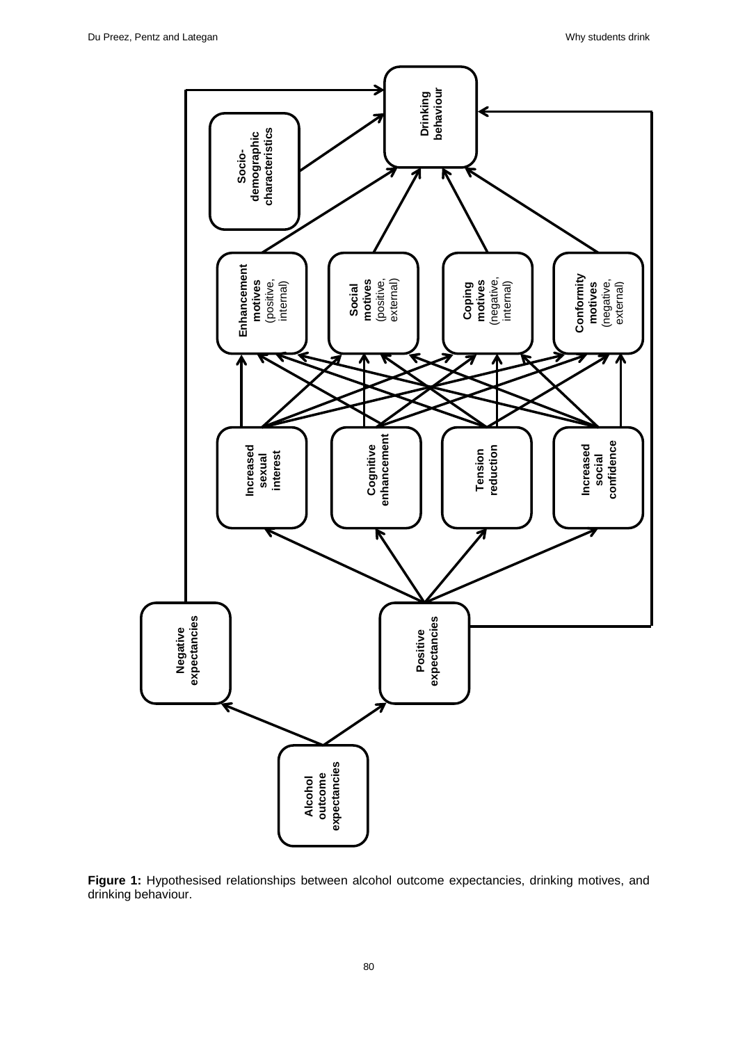**Figure 1:** Hypothesised relationships between alcohol outcome expectancies, drinking motives, and drinking behaviour.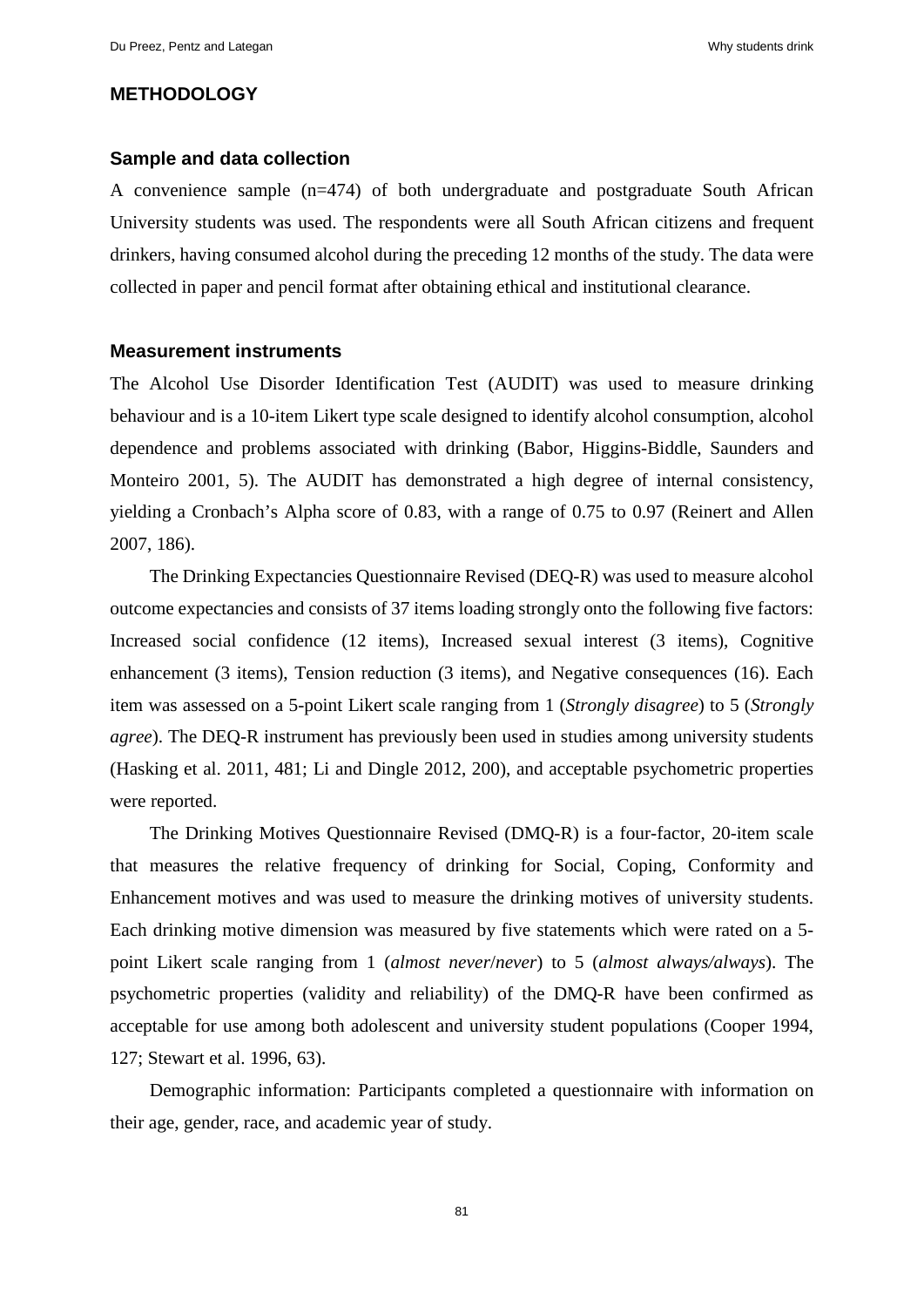## METHODOLOGY

### Sample and data collection

A convenience sample (n=474) of both undergraduate and postgraduate South African University students was used. The respondents were all South African citizens and frequent drinkers, having consumed alcohol during the preceding 12 months of the study. The data were collected in paper and pencil format after obtaining ethical and institutional clearance.

### Measurement instruments

The Alcohol Use Disorder Identification Test (AUDIT) was used to measure drinking behaviour and is a 10-item Likert type scale designed to identify alcohol consumption, alcohol dependence and problems associated with drinking (Babor, Higgins-Biddle, Saunders and Monteiro 2001, 5). The AUDIT has demonstrated a high degree of internal consistency, yielding a Cronbach's Alpha score of 0.83, with a range of 0.75 to 0.97 (Reinert and Allen 2007, 186).

The Drinking Expectancies Questionnaire Revised (DEQ-R) was used to measure alcohol outcome expectancies and consists of 37 items loading strongly onto the following five factors: Increased social confidence (12 items), Increased sexual interest (3 items), Cognitive enhancement (3 items), Tension reduction (3 items), and Negative consequences (16). Each item was assessed on a 5-point Likert scale ranging from 1 (*Strongly disagree*) to 5 (*Strongly agree*). The DEQ-R instrument has previously been used in studies among university students (Hasking et al. 2011, 481; Li and Dingle 2012, 200), and acceptable psychometric properties were reported.

The Drinking Motives Questionnaire Revised (DMQ-R) is a four-factor, 20-item scale that measures the relative frequency of drinking for Social, Coping, Conformity and Enhancement motives and was used to measure the drinking motives of university students. Each drinking motive dimension was measured by five statements which were rated on a 5-point Likert scale ranging from 1 (*almost never*/*never*) to 5 (*almost always/always*). The psychometric properties (validity and reliability) of the DMQ-R have been confirmed as acceptable for use among both adolescent and university student populations (Cooper 1994, 127; Stewart et al. 1996, 63).

Demographic information: Participants completed a questionnaire with information on their age, gender, race, and academic year of study.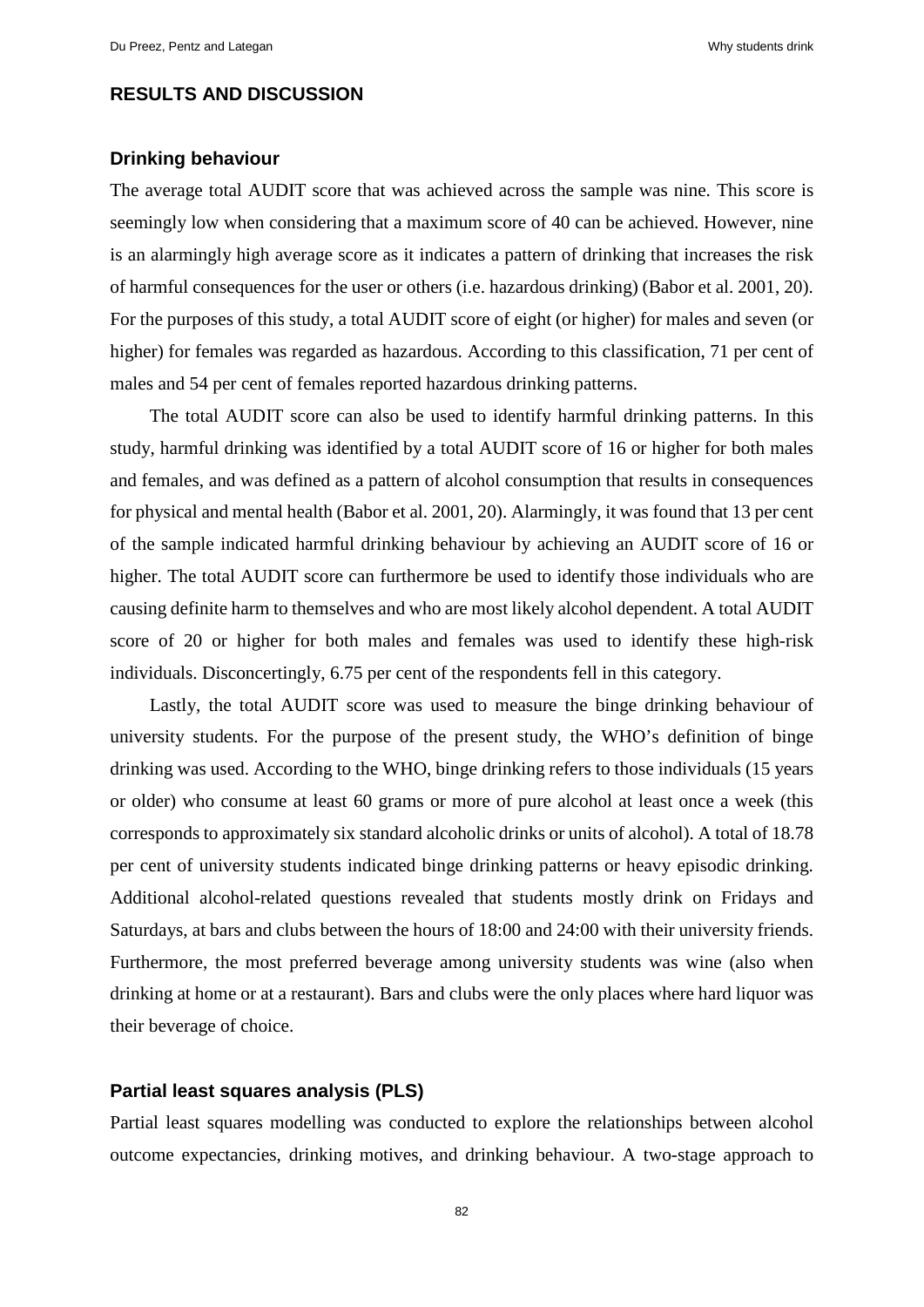## RESULTS AND DISCUSSION

### Drinking behaviour

The average total AUDIT score that was achieved across the sample was nine. This score is seemingly low when considering that a maximum score of 40 can be achieved. However, nine is an alarmingly high average score as it indicates a pattern of drinking that increases the risk of harmful consequences for the user or others (i.e. hazardous drinking) (Babor et al. 2001, 20). For the purposes of this study, a total AUDIT score of eight (or higher) for males and seven (or higher) for females was regarded as hazardous. According to this classification, 71 per cent of males and 54 per cent of females reported hazardous drinking patterns.

The total AUDIT score can also be used to identify harmful drinking patterns. In this study, harmful drinking was identified by a total AUDIT score of 16 or higher for both males and females, and was defined as a pattern of alcohol consumption that results in consequences for physical and mental health (Babor et al. 2001, 20). Alarmingly, it was found that 13 per cent of the sample indicated harmful drinking behaviour by achieving an AUDIT score of 16 or higher. The total AUDIT score can furthermore be used to identify those individuals who are causing definite harm to themselves and who are most likely alcohol dependent. A total AUDIT score of 20 or higher for both males and females was used to identify these high-risk individuals. Disconcertingly, 6.75 per cent of the respondents fell in this category.

Lastly, the total AUDIT score was used to measure the binge drinking behaviour of university students. For the purpose of the present study, the WHO's definition of binge drinking was used. According to the WHO, binge drinking refers to those individuals (15 years or older) who consume at least 60 grams or more of pure alcohol at least once a week (this corresponds to approximately six standard alcoholic drinks or units of alcohol). A total of 18.78 per cent of university students indicated binge drinking patterns or heavy episodic drinking. Additional alcohol-related questions revealed that students mostly drink on Fridays and Saturdays, at bars and clubs between the hours of 18:00 and 24:00 with their university friends. Furthermore, the most preferred beverage among university students was wine (also when drinking at home or at a restaurant). Bars and clubs were the only places where hard liquor was their beverage of choice.

### Partial least squares analysis (PLS)

Partial least squares modelling was conducted to explore the relationships between alcohol outcome expectancies, drinking motives, and drinking behaviour. A two-stage approach to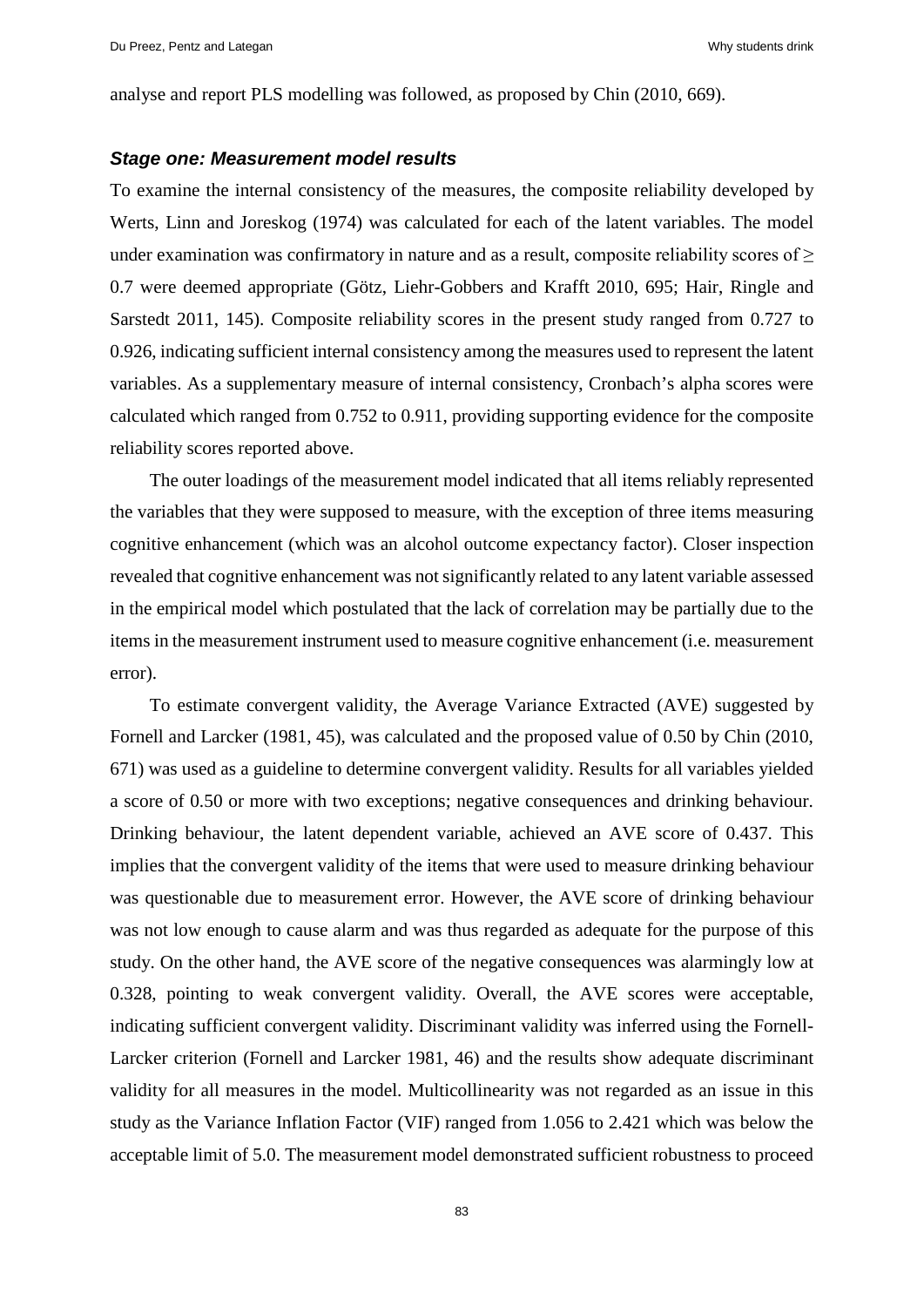analyse and report PLS modelling was followed, as proposed by Chin (2010, 669).

### *Stage one: Measurement model results*

To examine the internal consistency of the measures, the composite reliability developed by Werts, Linn and Joreskog (1974) was calculated for each of the latent variables. The model under examination was confirmatory in nature and as a result, composite reliability scores of ≥ 0.7 were deemed appropriate (Götz, Liehr-Gobbers and Krafft 2010, 695; Hair, Ringle and Sarstedt 2011, 145). Composite reliability scores in the present study ranged from 0.727 to 0.926, indicating sufficient internal consistency among the measures used to represent the latent variables. As a supplementary measure of internal consistency, Cronbach's alpha scores were calculated which ranged from 0.752 to 0.911, providing supporting evidence for the composite reliability scores reported above.

The outer loadings of the measurement model indicated that all items reliably represented the variables that they were supposed to measure, with the exception of three items measuring cognitive enhancement (which was an alcohol outcome expectancy factor). Closer inspection revealed that cognitive enhancement was not significantly related to any latent variable assessed in the empirical model which postulated that the lack of correlation may be partially due to the items in the measurement instrument used to measure cognitive enhancement (i.e. measurement error).

To estimate convergent validity, the Average Variance Extracted (AVE) suggested by Fornell and Larcker (1981, 45), was calculated and the proposed value of 0.50 by Chin (2010, 671) was used as a guideline to determine convergent validity. Results for all variables yielded a score of 0.50 or more with two exceptions; negative consequences and drinking behaviour. Drinking behaviour, the latent dependent variable, achieved an AVE score of 0.437. This implies that the convergent validity of the items that were used to measure drinking behaviour was questionable due to measurement error. However, the AVE score of drinking behaviour was not low enough to cause alarm and was thus regarded as adequate for the purpose of this study. On the other hand, the AVE score of the negative consequences was alarmingly low at 0.328, pointing to weak convergent validity. Overall, the AVE scores were acceptable, indicating sufficient convergent validity. Discriminant validity was inferred using the Fornell-Larcker criterion (Fornell and Larcker 1981, 46) and the results show adequate discriminant validity for all measures in the model. Multicollinearity was not regarded as an issue in this study as the Variance Inflation Factor (VIF) ranged from 1.056 to 2.421 which was below the acceptable limit of 5.0. The measurement model demonstrated sufficient robustness to proceed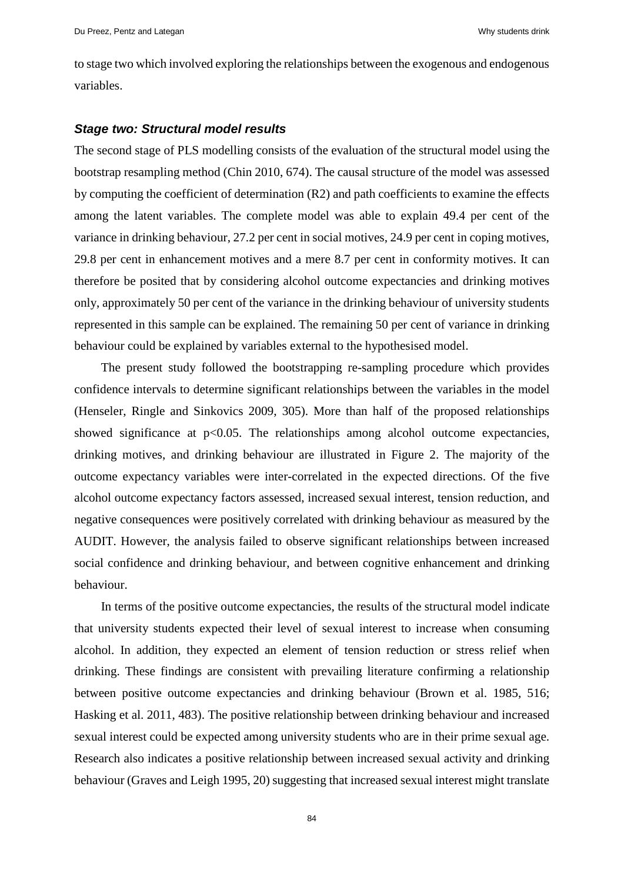to stage two which involved exploring the relationships between the exogenous and endogenous variables.

### *Stage two: Structural model results*

The second stage of PLS modelling consists of the evaluation of the structural model using the bootstrap resampling method (Chin 2010, 674). The causal structure of the model was assessed by computing the coefficient of determination (R2) and path coefficients to examine the effects among the latent variables. The complete model was able to explain 49.4 per cent of the variance in drinking behaviour, 27.2 per cent in social motives, 24.9 per cent in coping motives, 29.8 per cent in enhancement motives and a mere 8.7 per cent in conformity motives. It can therefore be posited that by considering alcohol outcome expectancies and drinking motives only, approximately 50 per cent of the variance in the drinking behaviour of university students represented in this sample can be explained. The remaining 50 per cent of variance in drinking behaviour could be explained by variables external to the hypothesised model.

The present study followed the bootstrapping re-sampling procedure which provides confidence intervals to determine significant relationships between the variables in the model (Henseler, Ringle and Sinkovics 2009, 305). More than half of the proposed relationships showed significance at $p<0.05$. The relationships among alcohol outcome expectancies, drinking motives, and drinking behaviour are illustrated in Figure 2. The majority of the outcome expectancy variables were inter-correlated in the expected directions. Of the five alcohol outcome expectancy factors assessed, increased sexual interest, tension reduction, and negative consequences were positively correlated with drinking behaviour as measured by the AUDIT. However, the analysis failed to observe significant relationships between increased social confidence and drinking behaviour, and between cognitive enhancement and drinking behaviour.

In terms of the positive outcome expectancies, the results of the structural model indicate that university students expected their level of sexual interest to increase when consuming alcohol. In addition, they expected an element of tension reduction or stress relief when drinking. These findings are consistent with prevailing literature confirming a relationship between positive outcome expectancies and drinking behaviour (Brown et al. 1985, 516; Hasking et al. 2011, 483). The positive relationship between drinking behaviour and increased sexual interest could be expected among university students who are in their prime sexual age. Research also indicates a positive relationship between increased sexual activity and drinking behaviour (Graves and Leigh 1995, 20) suggesting that increased sexual interest might translate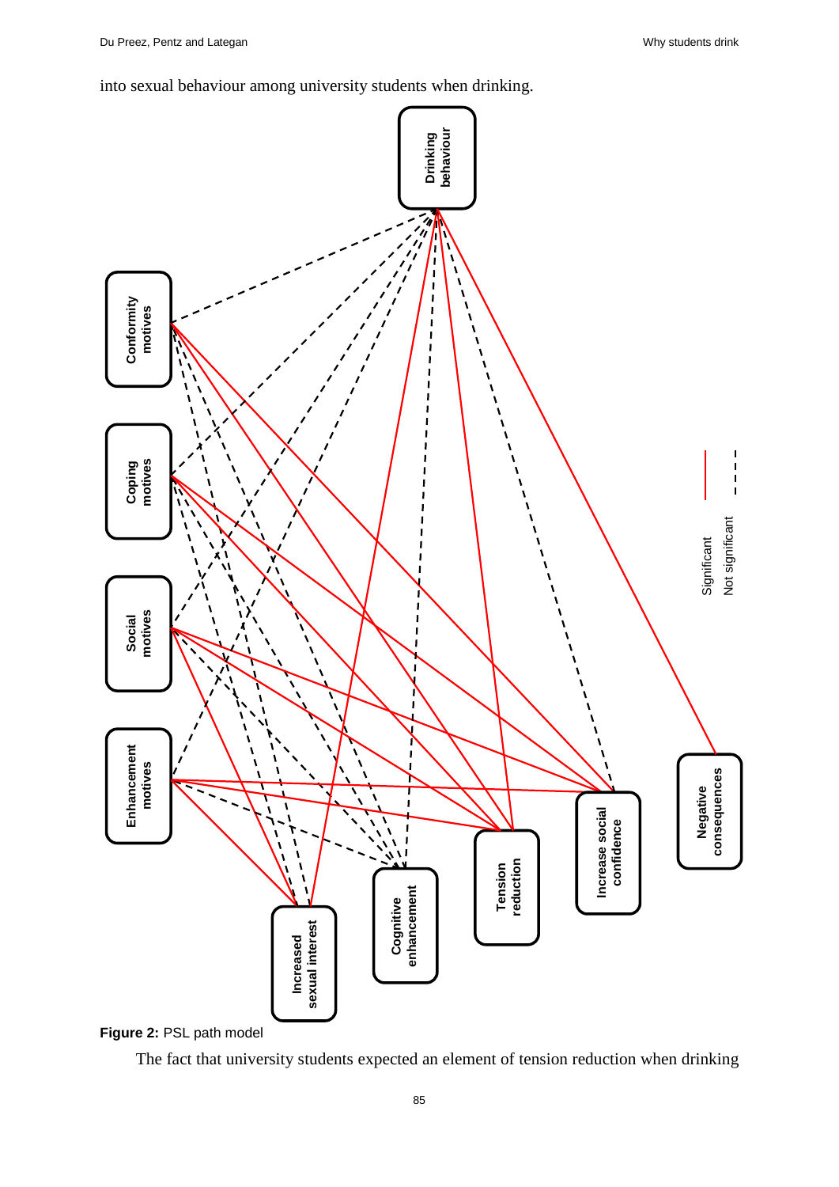into sexual behaviour among university students when drinking.

Figure 2: PSL path model

The fact that university students expected an element of tension reduction when drinking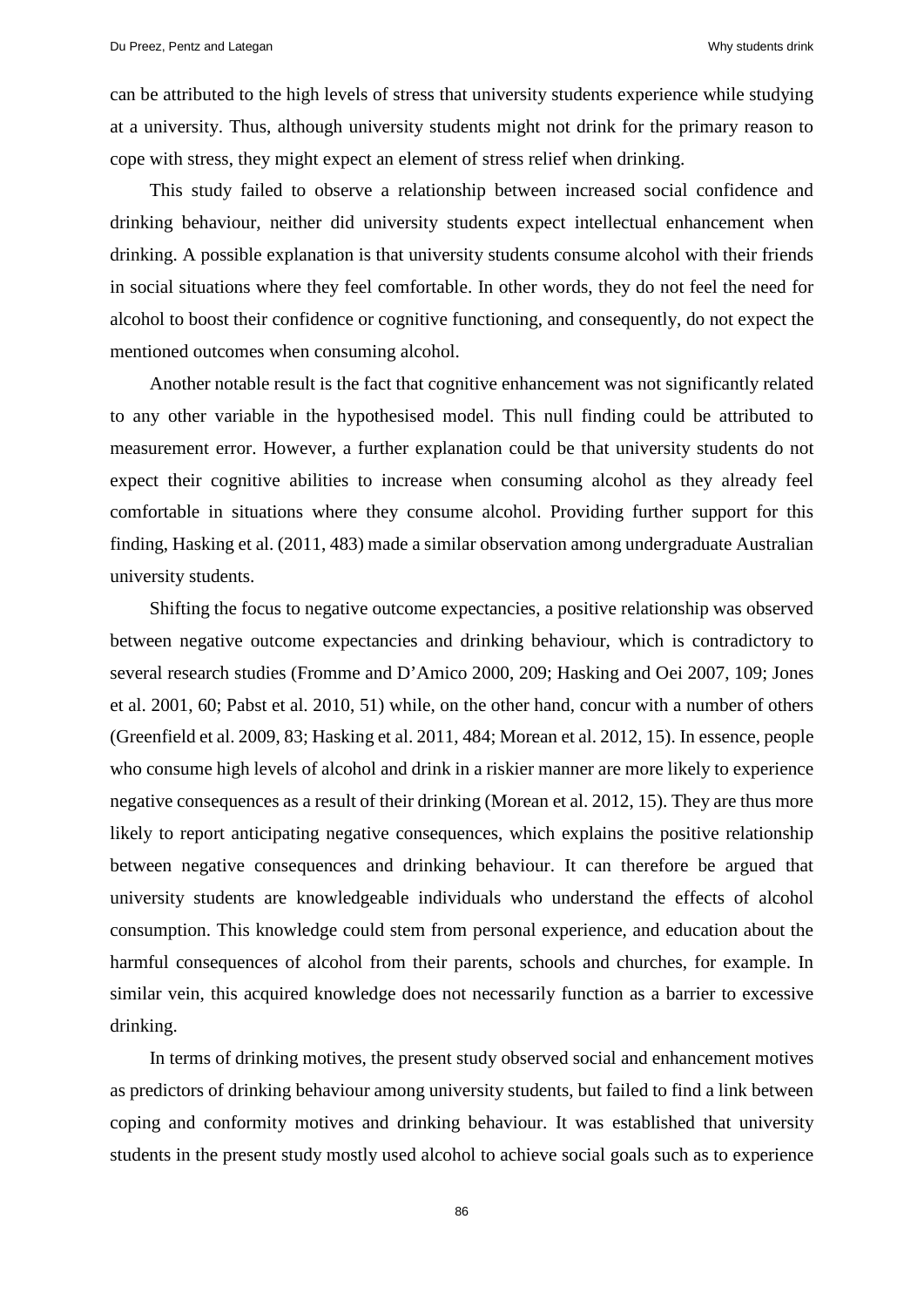can be attributed to the high levels of stress that university students experience while studying at a university. Thus, although university students might not drink for the primary reason to cope with stress, they might expect an element of stress relief when drinking.

This study failed to observe a relationship between increased social confidence and drinking behaviour, neither did university students expect intellectual enhancement when drinking. A possible explanation is that university students consume alcohol with their friends in social situations where they feel comfortable. In other words, they do not feel the need for alcohol to boost their confidence or cognitive functioning, and consequently, do not expect the mentioned outcomes when consuming alcohol.

Another notable result is the fact that cognitive enhancement was not significantly related to any other variable in the hypothesised model. This null finding could be attributed to measurement error. However, a further explanation could be that university students do not expect their cognitive abilities to increase when consuming alcohol as they already feel comfortable in situations where they consume alcohol. Providing further support for this finding, Hasking et al. (2011, 483) made a similar observation among undergraduate Australian university students.

Shifting the focus to negative outcome expectancies, a positive relationship was observed between negative outcome expectancies and drinking behaviour, which is contradictory to several research studies (Fromme and D'Amico 2000, 209; Hasking and Oei 2007, 109; Jones et al. 2001, 60; Pabst et al. 2010, 51) while, on the other hand, concur with a number of others (Greenfield et al. 2009, 83; Hasking et al. 2011, 484; Morean et al. 2012, 15). In essence, people who consume high levels of alcohol and drink in a riskier manner are more likely to experience negative consequences as a result of their drinking (Morean et al. 2012, 15). They are thus more likely to report anticipating negative consequences, which explains the positive relationship between negative consequences and drinking behaviour. It can therefore be argued that university students are knowledgeable individuals who understand the effects of alcohol consumption. This knowledge could stem from personal experience, and education about the harmful consequences of alcohol from their parents, schools and churches, for example. In similar vein, this acquired knowledge does not necessarily function as a barrier to excessive drinking.

In terms of drinking motives, the present study observed social and enhancement motives as predictors of drinking behaviour among university students, but failed to find a link between coping and conformity motives and drinking behaviour. It was established that university students in the present study mostly used alcohol to achieve social goals such as to experience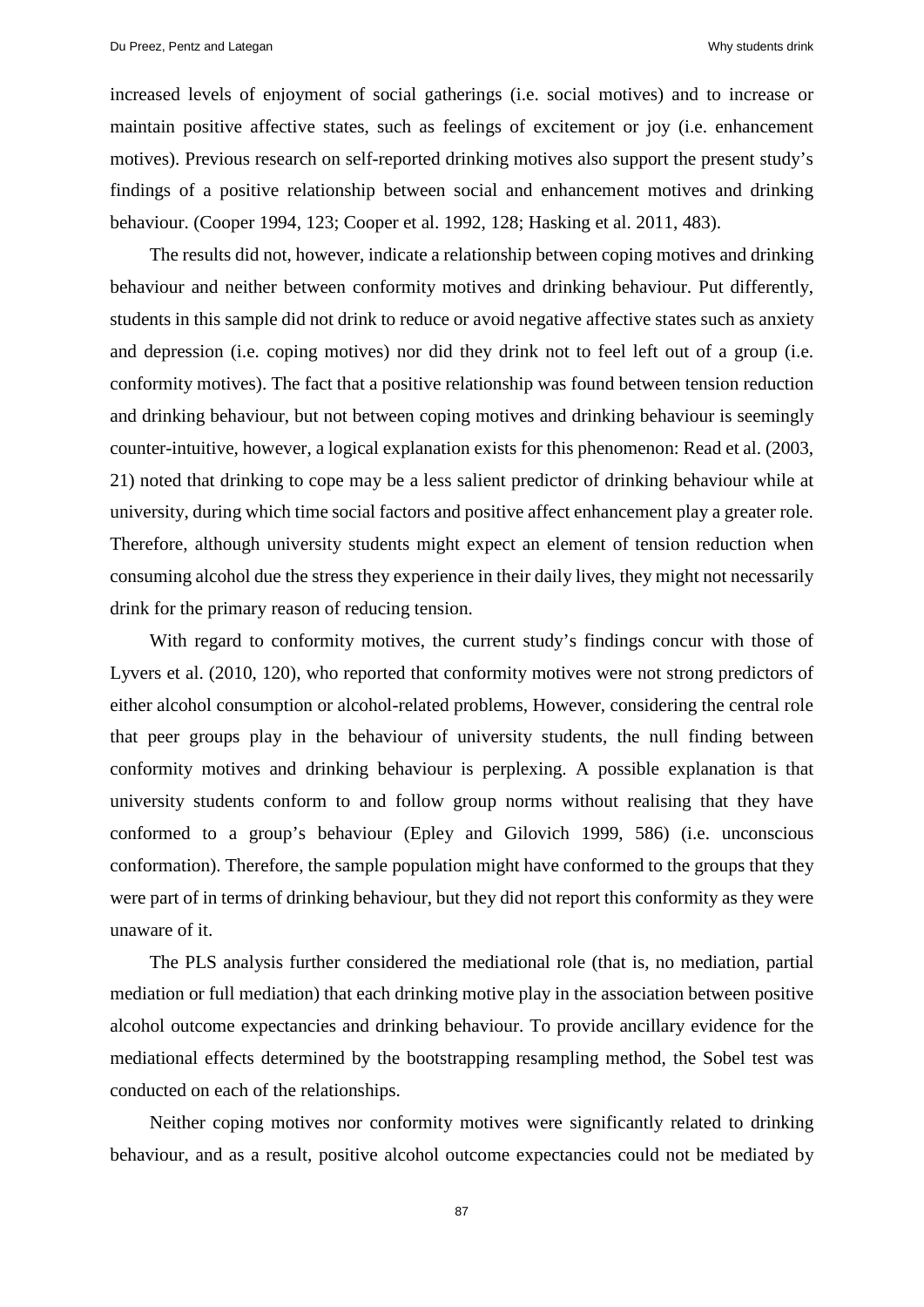increased levels of enjoyment of social gatherings (i.e. social motives) and to increase or maintain positive affective states, such as feelings of excitement or joy (i.e. enhancement motives). Previous research on self-reported drinking motives also support the present study's findings of a positive relationship between social and enhancement motives and drinking behaviour. (Cooper 1994, 123; Cooper et al. 1992, 128; Hasking et al. 2011, 483).

The results did not, however, indicate a relationship between coping motives and drinking behaviour and neither between conformity motives and drinking behaviour. Put differently, students in this sample did not drink to reduce or avoid negative affective states such as anxiety and depression (i.e. coping motives) nor did they drink not to feel left out of a group (i.e. conformity motives). The fact that a positive relationship was found between tension reduction and drinking behaviour, but not between coping motives and drinking behaviour is seemingly counter-intuitive, however, a logical explanation exists for this phenomenon: Read et al. (2003, 21) noted that drinking to cope may be a less salient predictor of drinking behaviour while at university, during which time social factors and positive affect enhancement play a greater role. Therefore, although university students might expect an element of tension reduction when consuming alcohol due the stress they experience in their daily lives, they might not necessarily drink for the primary reason of reducing tension.

With regard to conformity motives, the current study's findings concur with those of Lyvers et al. (2010, 120), who reported that conformity motives were not strong predictors of either alcohol consumption or alcohol-related problems, However, considering the central role that peer groups play in the behaviour of university students, the null finding between conformity motives and drinking behaviour is perplexing. A possible explanation is that university students conform to and follow group norms without realising that they have conformed to a group's behaviour (Epley and Gilovich 1999, 586) (i.e. unconscious conformation). Therefore, the sample population might have conformed to the groups that they were part of in terms of drinking behaviour, but they did not report this conformity as they were unaware of it.

The PLS analysis further considered the mediational role (that is, no mediation, partial mediation or full mediation) that each drinking motive play in the association between positive alcohol outcome expectancies and drinking behaviour. To provide ancillary evidence for the mediational effects determined by the bootstrapping resampling method, the Sobel test was conducted on each of the relationships.

Neither coping motives nor conformity motives were significantly related to drinking behaviour, and as a result, positive alcohol outcome expectancies could not be mediated by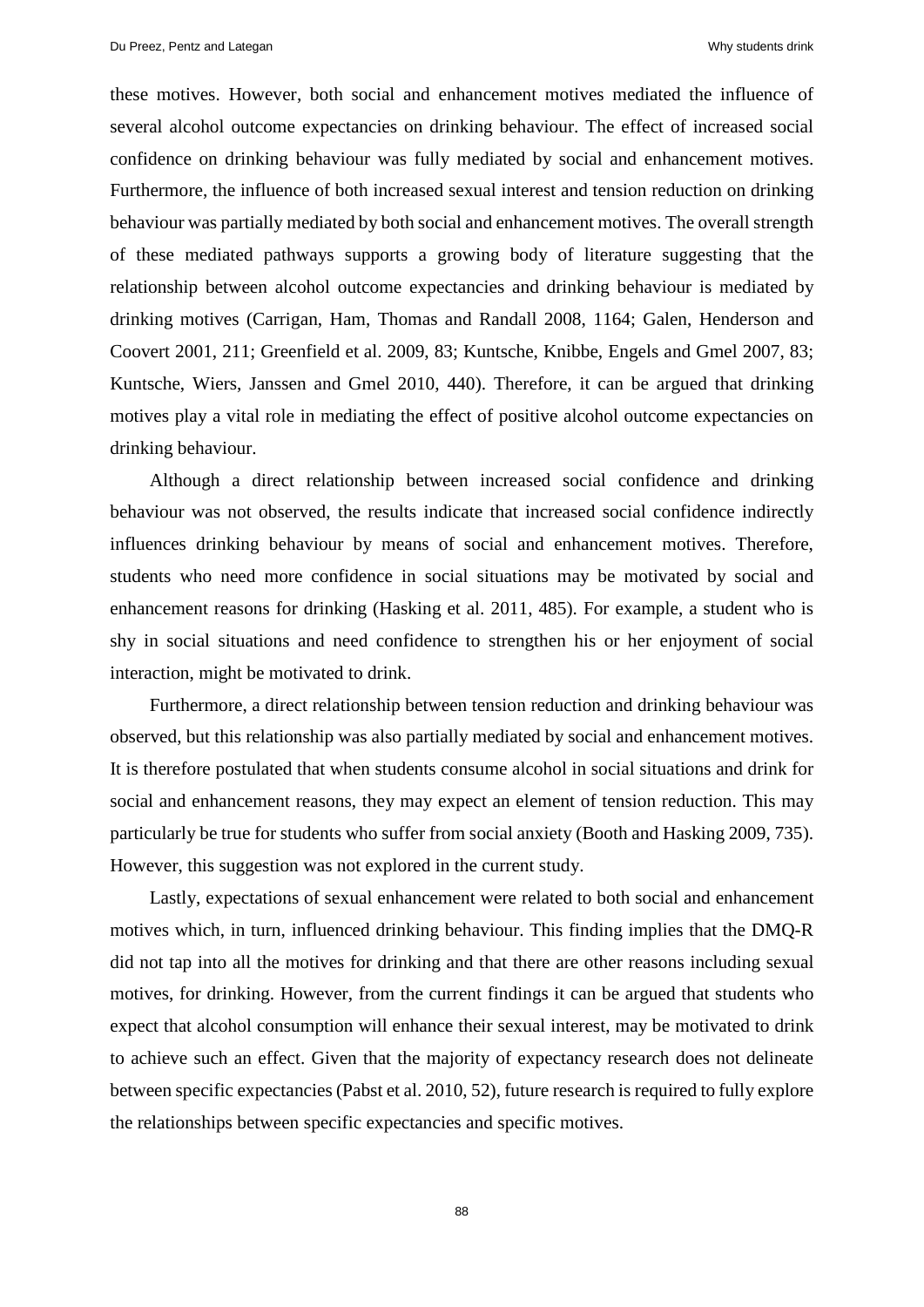these motives. However, both social and enhancement motives mediated the influence of several alcohol outcome expectancies on drinking behaviour. The effect of increased social confidence on drinking behaviour was fully mediated by social and enhancement motives. Furthermore, the influence of both increased sexual interest and tension reduction on drinking behaviour was partially mediated by both social and enhancement motives. The overall strength of these mediated pathways supports a growing body of literature suggesting that the relationship between alcohol outcome expectancies and drinking behaviour is mediated by drinking motives (Carrigan, Ham, Thomas and Randall 2008, 1164; Galen, Henderson and Coovert 2001, 211; Greenfield et al. 2009, 83; Kuntsche, Knibbe, Engels and Gmel 2007, 83; Kuntsche, Wiers, Janssen and Gmel 2010, 440). Therefore, it can be argued that drinking motives play a vital role in mediating the effect of positive alcohol outcome expectancies on drinking behaviour.

Although a direct relationship between increased social confidence and drinking behaviour was not observed, the results indicate that increased social confidence indirectly influences drinking behaviour by means of social and enhancement motives. Therefore, students who need more confidence in social situations may be motivated by social and enhancement reasons for drinking (Hasking et al. 2011, 485). For example, a student who is shy in social situations and need confidence to strengthen his or her enjoyment of social interaction, might be motivated to drink.

Furthermore, a direct relationship between tension reduction and drinking behaviour was observed, but this relationship was also partially mediated by social and enhancement motives. It is therefore postulated that when students consume alcohol in social situations and drink for social and enhancement reasons, they may expect an element of tension reduction. This may particularly be true for students who suffer from social anxiety (Booth and Hasking 2009, 735). However, this suggestion was not explored in the current study.

Lastly, expectations of sexual enhancement were related to both social and enhancement motives which, in turn, influenced drinking behaviour. This finding implies that the DMQ-R did not tap into all the motives for drinking and that there are other reasons including sexual motives, for drinking. However, from the current findings it can be argued that students who expect that alcohol consumption will enhance their sexual interest, may be motivated to drink to achieve such an effect. Given that the majority of expectancy research does not delineate between specific expectancies (Pabst et al. 2010, 52), future research is required to fully explore the relationships between specific expectancies and specific motives.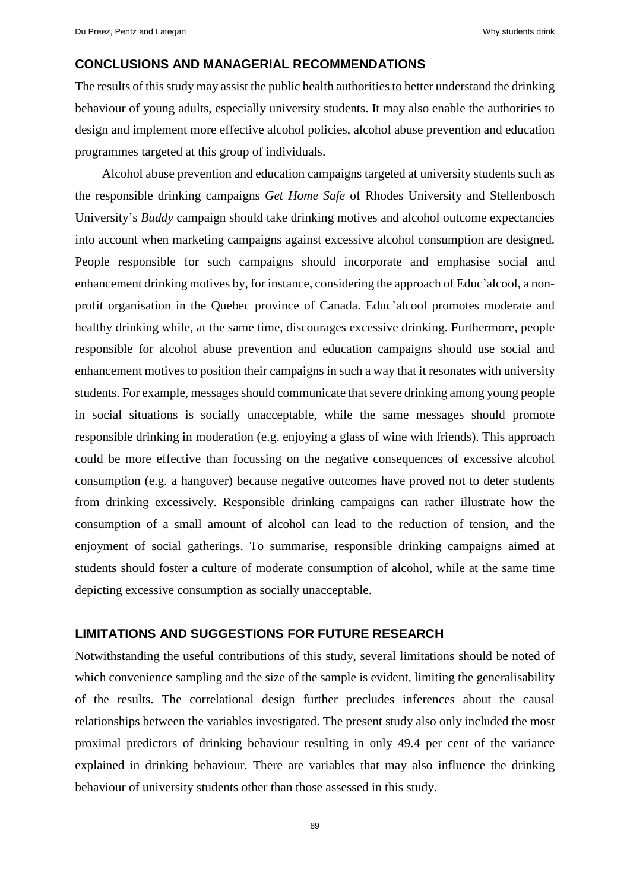## CONCLUSIONS AND MANAGERIAL RECOMMENDATIONS

The results of this study may assist the public health authorities to better understand the drinking behaviour of young adults, especially university students. It may also enable the authorities to design and implement more effective alcohol policies, alcohol abuse prevention and education programmes targeted at this group of individuals.

Alcohol abuse prevention and education campaigns targeted at university students such as the responsible drinking campaigns *Get Home Safe* of Rhodes University and Stellenbosch University's *Buddy* campaign should take drinking motives and alcohol outcome expectancies into account when marketing campaigns against excessive alcohol consumption are designed. People responsible for such campaigns should incorporate and emphasise social and enhancement drinking motives by, for instance, considering the approach of Educ'alcool, a non-profit organisation in the Quebec province of Canada. Educ'alcool promotes moderate and healthy drinking while, at the same time, discourages excessive drinking. Furthermore, people responsible for alcohol abuse prevention and education campaigns should use social and enhancement motives to position their campaigns in such a way that it resonates with university students. For example, messages should communicate that severe drinking among young people in social situations is socially unacceptable, while the same messages should promote responsible drinking in moderation (e.g. enjoying a glass of wine with friends). This approach could be more effective than focussing on the negative consequences of excessive alcohol consumption (e.g. a hangover) because negative outcomes have proved not to deter students from drinking excessively. Responsible drinking campaigns can rather illustrate how the consumption of a small amount of alcohol can lead to the reduction of tension, and the enjoyment of social gatherings. To summarise, responsible drinking campaigns aimed at students should foster a culture of moderate consumption of alcohol, while at the same time depicting excessive consumption as socially unacceptable.

## LIMITATIONS AND SUGGESTIONS FOR FUTURE RESEARCH

Notwithstanding the useful contributions of this study, several limitations should be noted of which convenience sampling and the size of the sample is evident, limiting the generalisability of the results. The correlational design further precludes inferences about the causal relationships between the variables investigated. The present study also only included the most proximal predictors of drinking behaviour resulting in only 49.4 per cent of the variance explained in drinking behaviour. There are variables that may also influence the drinking behaviour of university students other than those assessed in this study.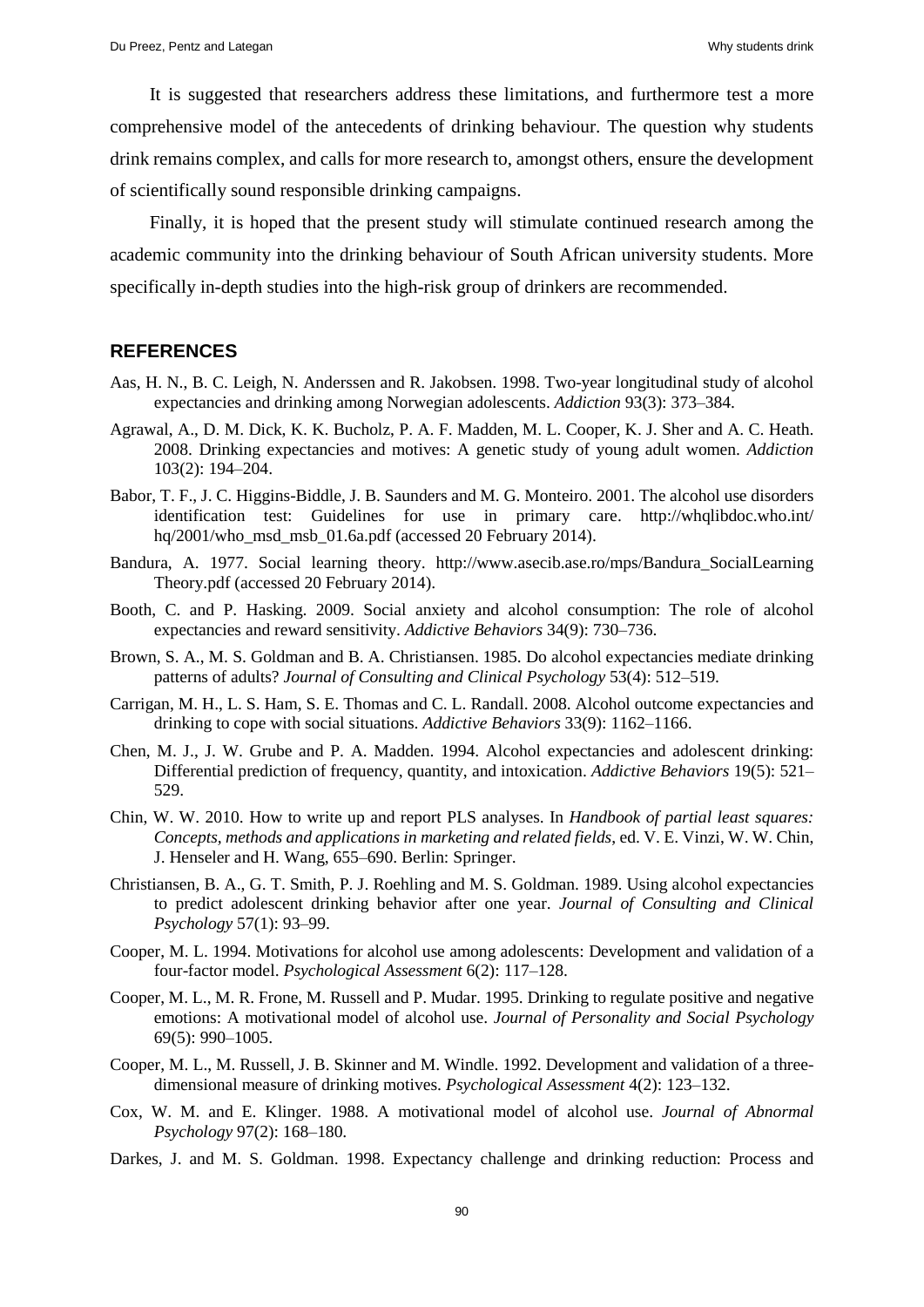It is suggested that researchers address these limitations, and furthermore test a more comprehensive model of the antecedents of drinking behaviour. The question why students drink remains complex, and calls for more research to, amongst others, ensure the development of scientifically sound responsible drinking campaigns.

Finally, it is hoped that the present study will stimulate continued research among the academic community into the drinking behaviour of South African university students. More specifically in-depth studies into the high-risk group of drinkers are recommended.

## REFERENCES

Aas, H. N., B. C. Leigh, N. Anderssen and R. Jakobsen. 1998. Two-year longitudinal study of alcohol expectancies and drinking among Norwegian adolescents. *Addiction* 93(3): 373–384.

Agrawal, A., D. M. Dick, K. K. Bucholz, P. A. F. Madden, M. L. Cooper, K. J. Sher and A. C. Heath. 2008. Drinking expectancies and motives: A genetic study of young adult women. *Addiction* 103(2): 194–204.

Babor, T. F., J. C. Higgins-Biddle, J. B. Saunders and M. G. Monteiro. 2001. The alcohol use disorders identification test: Guidelines for use in primary care. http://whqlibdoc.who.int/hq/2001/who_msd_msb_01.6a.pdf (accessed 20 February 2014).

Bandura, A. 1977. Social learning theory. http://www.asecib.ase.ro/mps/Bandura_SocialLearningTheory.pdf (accessed 20 February 2014).

Booth, C. and P. Hasking. 2009. Social anxiety and alcohol consumption: The role of alcohol expectancies and reward sensitivity. *Addictive Behaviors* 34(9): 730–736.

Brown, S. A., M. S. Goldman and B. A. Christiansen. 1985. Do alcohol expectancies mediate drinking patterns of adults? *Journal of Consulting and Clinical Psychology* 53(4): 512–519.

Carrigan, M. H., L. S. Ham, S. E. Thomas and C. L. Randall. 2008. Alcohol outcome expectancies and drinking to cope with social situations. *Addictive Behaviors* 33(9): 1162–1166.

Chen, M. J., J. W. Grube and P. A. Madden. 1994. Alcohol expectancies and adolescent drinking: Differential prediction of frequency, quantity, and intoxication. *Addictive Behaviors* 19(5): 521–529.

Chin, W. W. 2010. How to write up and report PLS analyses. In *Handbook of partial least squares: Concepts, methods and applications in marketing and related fields*, ed. V. E. Vinzi, W. W. Chin, J. Henseler and H. Wang, 655–690. Berlin: Springer.

Christiansen, B. A., G. T. Smith, P. J. Roehling and M. S. Goldman. 1989. Using alcohol expectancies to predict adolescent drinking behavior after one year. *Journal of Consulting and Clinical Psychology* 57(1): 93–99.

Cooper, M. L. 1994. Motivations for alcohol use among adolescents: Development and validation of a four-factor model. *Psychological Assessment* 6(2): 117–128.

Cooper, M. L., M. R. Frone, M. Russell and P. Mudar. 1995. Drinking to regulate positive and negative emotions: A motivational model of alcohol use. *Journal of Personality and Social Psychology* 69(5): 990–1005.

Cooper, M. L., M. Russell, J. B. Skinner and M. Windle. 1992. Development and validation of a three-dimensional measure of drinking motives. *Psychological Assessment* 4(2): 123–132.

Cox, W. M. and E. Klinger. 1988. A motivational model of alcohol use. *Journal of Abnormal Psychology* 97(2): 168–180.

Darkes, J. and M. S. Goldman. 1998. Expectancy challenge and drinking reduction: Process and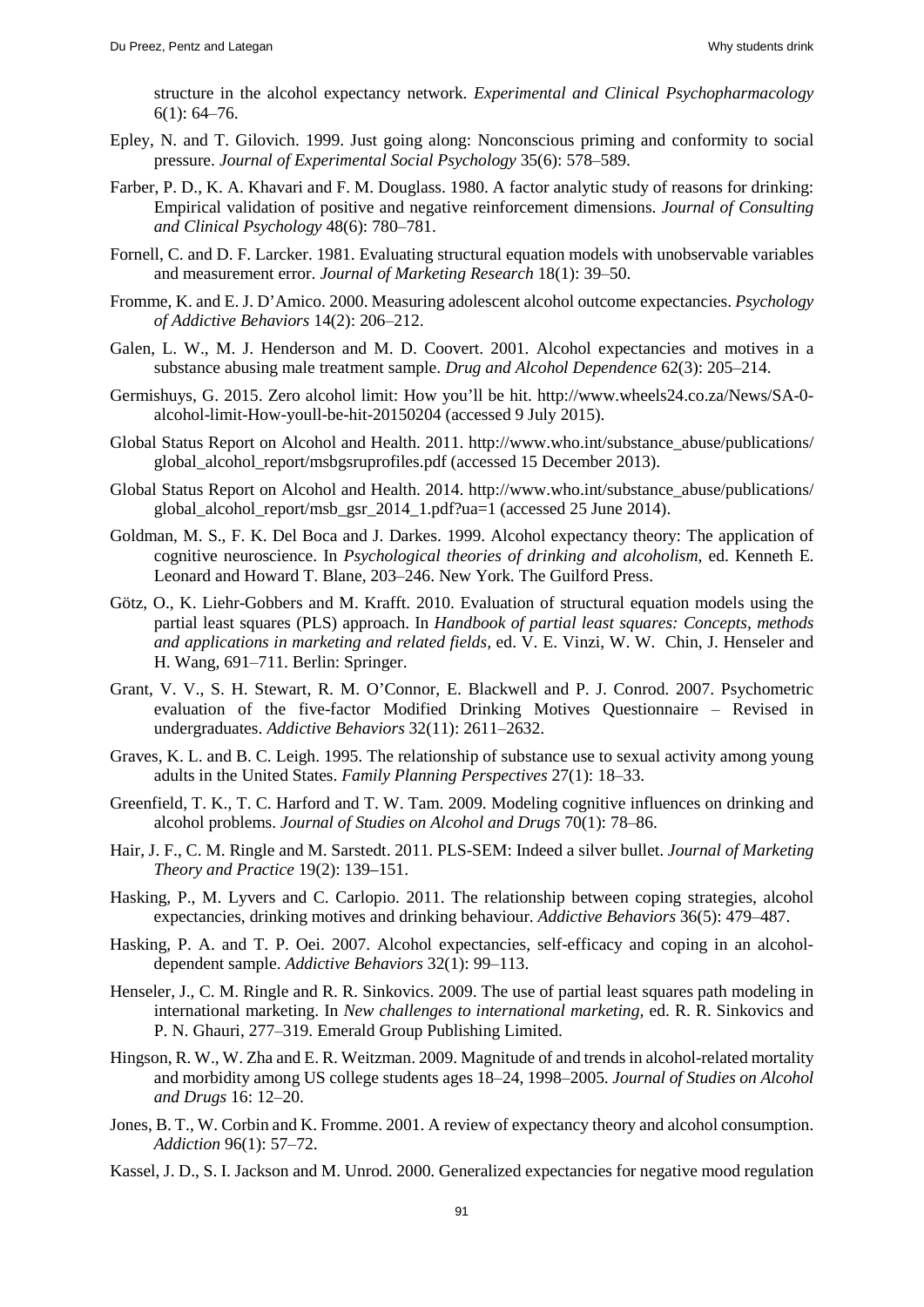structure in the alcohol expectancy network. *Experimental and Clinical Psychopharmacology* 6(1): 64–76.

Epley, N. and T. Gilovich. 1999. Just going along: Nonconscious priming and conformity to social pressure. *Journal of Experimental Social Psychology* 35(6): 578–589.

Farber, P. D., K. A. Khavari and F. M. Douglass. 1980. A factor analytic study of reasons for drinking: Empirical validation of positive and negative reinforcement dimensions. *Journal of Consulting and Clinical Psychology* 48(6): 780–781.

Fornell, C. and D. F. Larcker. 1981. Evaluating structural equation models with unobservable variables and measurement error. *Journal of Marketing Research* 18(1): 39–50.

Fromme, K. and E. J. D'Amico. 2000. Measuring adolescent alcohol outcome expectancies. *Psychology of Addictive Behaviors* 14(2): 206–212.

Galen, L. W., M. J. Henderson and M. D. Coovert. 2001. Alcohol expectancies and motives in a substance abusing male treatment sample. *Drug and Alcohol Dependence* 62(3): 205–214.

Germishuys, G. 2015. Zero alcohol limit: How you'll be hit. http://www.wheels24.co.za/News/SA-0-alcohol-limit-How-youll-be-hit-20150204 (accessed 9 July 2015).

Global Status Report on Alcohol and Health. 2011. http://www.who.int/substance_abuse/publications/global_alcohol_report/msbgsruprofiles.pdf (accessed 15 December 2013).

Global Status Report on Alcohol and Health. 2014. http://www.who.int/substance_abuse/publications/global_alcohol_report/msb_gsr_2014_1.pdf?ua=1 (accessed 25 June 2014).

Goldman, M. S., F. K. Del Boca and J. Darkes. 1999. Alcohol expectancy theory: The application of cognitive neuroscience. In *Psychological theories of drinking and alcoholism*, ed. Kenneth E. Leonard and Howard T. Blane, 203–246. New York. The Guilford Press.

Götz, O., K. Liehr-Gobbers and M. Krafft. 2010. Evaluation of structural equation models using the partial least squares (PLS) approach. In *Handbook of partial least squares: Concepts, methods and applications in marketing and related fields*, ed. V. E. Vinzi, W. W. Chin, J. Henseler and H. Wang, 691–711. Berlin: Springer.

Grant, V. V., S. H. Stewart, R. M. O'Connor, E. Blackwell and P. J. Conrod. 2007. Psychometric evaluation of the five-factor Modified Drinking Motives Questionnaire – Revised in undergraduates. *Addictive Behaviors* 32(11): 2611–2632.

Graves, K. L. and B. C. Leigh. 1995. The relationship of substance use to sexual activity among young adults in the United States. *Family Planning Perspectives* 27(1): 18–33.

Greenfield, T. K., T. C. Harford and T. W. Tam. 2009. Modeling cognitive influences on drinking and alcohol problems. *Journal of Studies on Alcohol and Drugs* 70(1): 78–86.

Hair, J. F., C. M. Ringle and M. Sarstedt. 2011. PLS-SEM: Indeed a silver bullet. *Journal of Marketing Theory and Practice* 19(2): 139–151.

Hasking, P., M. Lyvers and C. Carlopio. 2011. The relationship between coping strategies, alcohol expectancies, drinking motives and drinking behaviour. *Addictive Behaviors* 36(5): 479–487.

Hasking, P. A. and T. P. Oei. 2007. Alcohol expectancies, self-efficacy and coping in an alcohol-dependent sample. *Addictive Behaviors* 32(1): 99–113.

Henseler, J., C. M. Ringle and R. R. Sinkovics. 2009. The use of partial least squares path modeling in international marketing. In *New challenges to international marketing*, ed. R. R. Sinkovics and P. N. Ghauri, 277–319. Emerald Group Publishing Limited.

Hingson, R. W., W. Zha and E. R. Weitzman. 2009. Magnitude of and trends in alcohol-related mortality and morbidity among US college students ages 18–24, 1998–2005. *Journal of Studies on Alcohol and Drugs* 16: 12–20.

Jones, B. T., W. Corbin and K. Fromme. 2001. A review of expectancy theory and alcohol consumption. *Addiction* 96(1): 57–72.

Kassel, J. D., S. I. Jackson and M. Unrod. 2000. Generalized expectancies for negative mood regulation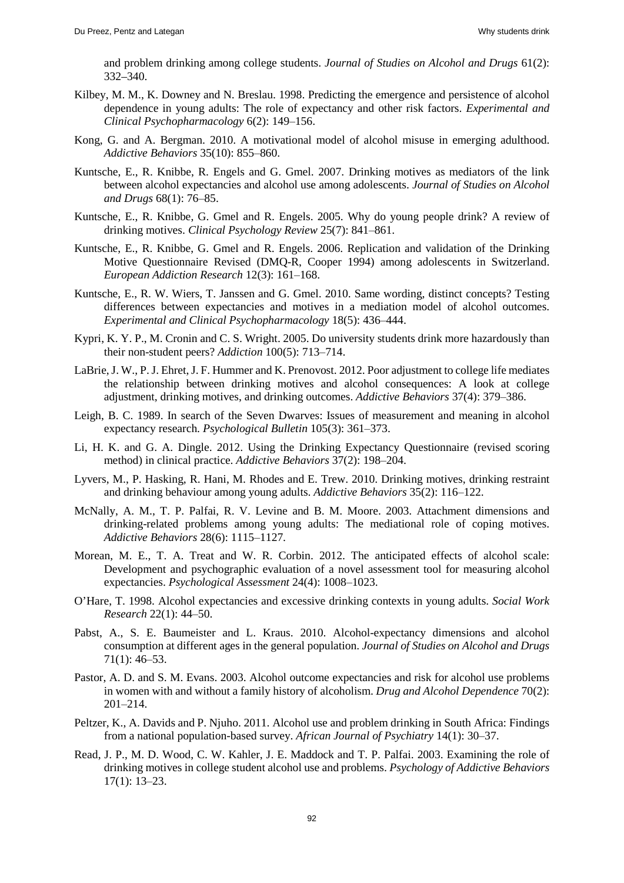and problem drinking among college students. *Journal of Studies on Alcohol and Drugs* 61(2): 332–340.

Kilbey, M. M., K. Downey and N. Breslau. 1998. Predicting the emergence and persistence of alcohol dependence in young adults: The role of expectancy and other risk factors. *Experimental and Clinical Psychopharmacology* 6(2): 149–156.

Kong, G. and A. Bergman. 2010. A motivational model of alcohol misuse in emerging adulthood. *Addictive Behaviors* 35(10): 855–860.

Kuntsche, E., R. Knibbe, R. Engels and G. Gmel. 2007. Drinking motives as mediators of the link between alcohol expectancies and alcohol use among adolescents. *Journal of Studies on Alcohol and Drugs* 68(1): 76–85.

Kuntsche, E., R. Knibbe, G. Gmel and R. Engels. 2005. Why do young people drink? A review of drinking motives. *Clinical Psychology Review* 25(7): 841–861.

Kuntsche, E., R. Knibbe, G. Gmel and R. Engels. 2006. Replication and validation of the Drinking Motive Questionnaire Revised (DMQ-R, Cooper 1994) among adolescents in Switzerland. *European Addiction Research* 12(3): 161–168.

Kuntsche, E., R. W. Wiers, T. Janssen and G. Gmel. 2010. Same wording, distinct concepts? Testing differences between expectancies and motives in a mediation model of alcohol outcomes. *Experimental and Clinical Psychopharmacology* 18(5): 436–444.

Kypri, K. Y. P., M. Cronin and C. S. Wright. 2005. Do university students drink more hazardously than their non-student peers? *Addiction* 100(5): 713–714.

LaBrie, J. W., P. J. Ehret, J. F. Hummer and K. Prenovost. 2012. Poor adjustment to college life mediates the relationship between drinking motives and alcohol consequences: A look at college adjustment, drinking motives, and drinking outcomes. *Addictive Behaviors* 37(4): 379–386.

Leigh, B. C. 1989. In search of the Seven Dwarves: Issues of measurement and meaning in alcohol expectancy research. *Psychological Bulletin* 105(3): 361–373.

Li, H. K. and G. A. Dingle. 2012. Using the Drinking Expectancy Questionnaire (revised scoring method) in clinical practice. *Addictive Behaviors* 37(2): 198–204.

Lyvers, M., P. Hasking, R. Hani, M. Rhodes and E. Trew. 2010. Drinking motives, drinking restraint and drinking behaviour among young adults. *Addictive Behaviors* 35(2): 116–122.

McNally, A. M., T. P. Palfai, R. V. Levine and B. M. Moore. 2003. Attachment dimensions and drinking-related problems among young adults: The mediational role of coping motives. *Addictive Behaviors* 28(6): 1115–1127.

Morean, M. E., T. A. Treat and W. R. Corbin. 2012. The anticipated effects of alcohol scale: Development and psychographic evaluation of a novel assessment tool for measuring alcohol expectancies. *Psychological Assessment* 24(4): 1008–1023.

O'Hare, T. 1998. Alcohol expectancies and excessive drinking contexts in young adults. *Social Work Research* 22(1): 44–50.

Pabst, A., S. E. Baumeister and L. Kraus. 2010. Alcohol-expectancy dimensions and alcohol consumption at different ages in the general population. *Journal of Studies on Alcohol and Drugs* 71(1): 46–53.

Pastor, A. D. and S. M. Evans. 2003. Alcohol outcome expectancies and risk for alcohol use problems in women with and without a family history of alcoholism. *Drug and Alcohol Dependence* 70(2): 201–214.

Peltzer, K., A. Davids and P. Njuho. 2011. Alcohol use and problem drinking in South Africa: Findings from a national population-based survey. *African Journal of Psychiatry* 14(1): 30–37.

Read, J. P., M. D. Wood, C. W. Kahler, J. E. Maddock and T. P. Palfai. 2003. Examining the role of drinking motives in college student alcohol use and problems. *Psychology of Addictive Behaviors* 17(1): 13–23.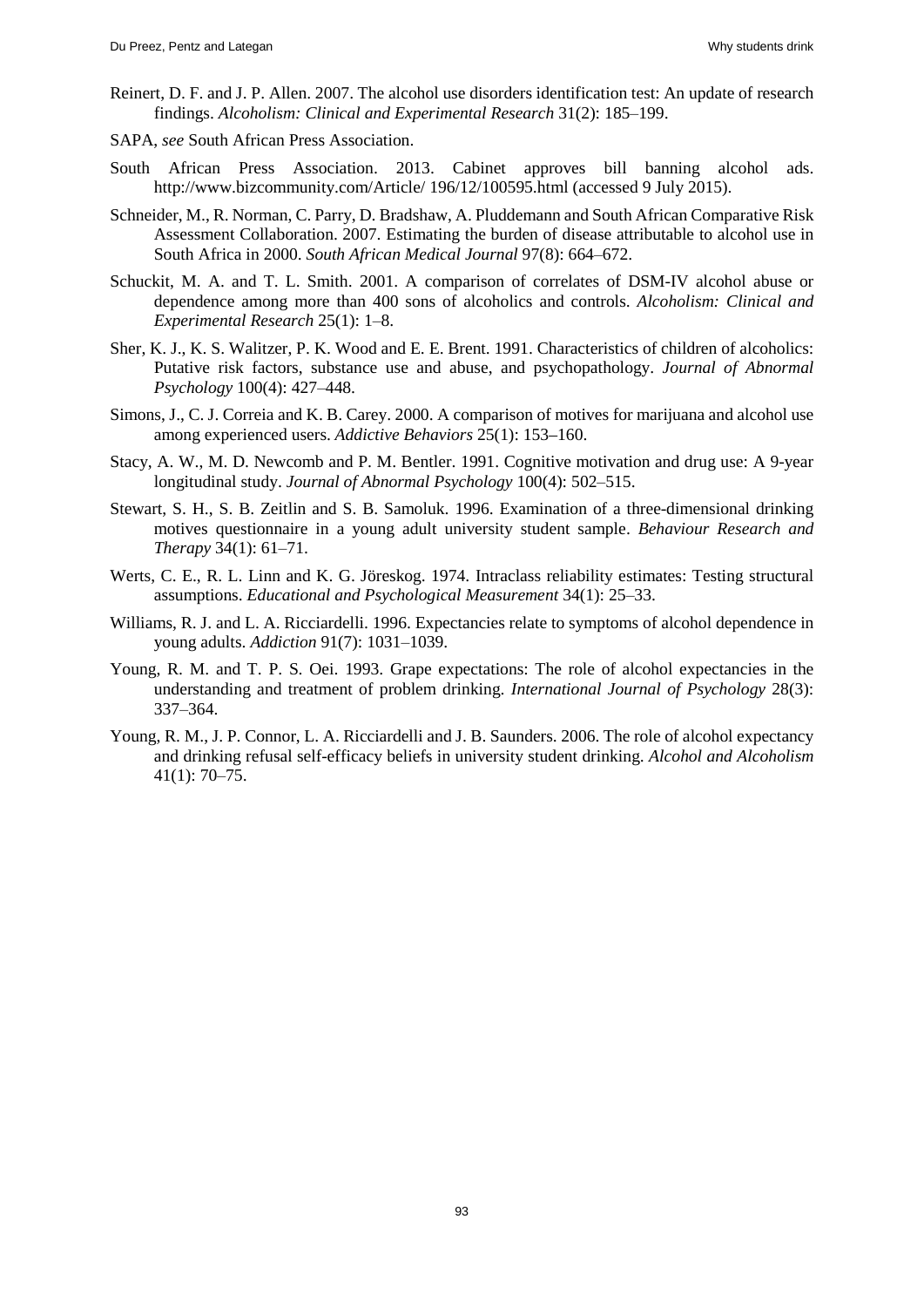Reinert, D. F. and J. P. Allen. 2007. The alcohol use disorders identification test: An update of research findings. *Alcoholism: Clinical and Experimental Research* 31(2): 185–199.

SAPA, *see* South African Press Association.

South African Press Association. 2013. Cabinet approves bill banning alcohol ads. http://www.bizcommunity.com/Article/ 196/12/100595.html (accessed 9 July 2015).

Schneider, M., R. Norman, C. Parry, D. Bradshaw, A. Pluddemann and South African Comparative Risk Assessment Collaboration. 2007. Estimating the burden of disease attributable to alcohol use in South Africa in 2000. *South African Medical Journal* 97(8): 664–672.

Schuckit, M. A. and T. L. Smith. 2001. A comparison of correlates of DSM-IV alcohol abuse or dependence among more than 400 sons of alcoholics and controls. *Alcoholism: Clinical and Experimental Research* 25(1): 1–8.

Sher, K. J., K. S. Walitzer, P. K. Wood and E. E. Brent. 1991. Characteristics of children of alcoholics: Putative risk factors, substance use and abuse, and psychopathology. *Journal of Abnormal Psychology* 100(4): 427–448.

Simons, J., C. J. Correia and K. B. Carey. 2000. A comparison of motives for marijuana and alcohol use among experienced users. *Addictive Behaviors* 25(1): 153–160.

Stacy, A. W., M. D. Newcomb and P. M. Bentler. 1991. Cognitive motivation and drug use: A 9-year longitudinal study. *Journal of Abnormal Psychology* 100(4): 502–515.

Stewart, S. H., S. B. Zeitlin and S. B. Samoluk. 1996. Examination of a three-dimensional drinking motives questionnaire in a young adult university student sample. *Behaviour Research and Therapy* 34(1): 61–71.

Werts, C. E., R. L. Linn and K. G. Jöreskog. 1974. Intraclass reliability estimates: Testing structural assumptions. *Educational and Psychological Measurement* 34(1): 25–33.

Williams, R. J. and L. A. Ricciardelli. 1996. Expectancies relate to symptoms of alcohol dependence in young adults. *Addiction* 91(7): 1031–1039.

Young, R. M. and T. P. S. Oei. 1993. Grape expectations: The role of alcohol expectancies in the understanding and treatment of problem drinking. *International Journal of Psychology* 28(3): 337–364.

Young, R. M., J. P. Connor, L. A. Ricciardelli and J. B. Saunders. 2006. The role of alcohol expectancy and drinking refusal self-efficacy beliefs in university student drinking. *Alcohol and Alcoholism* 41(1): 70–75.